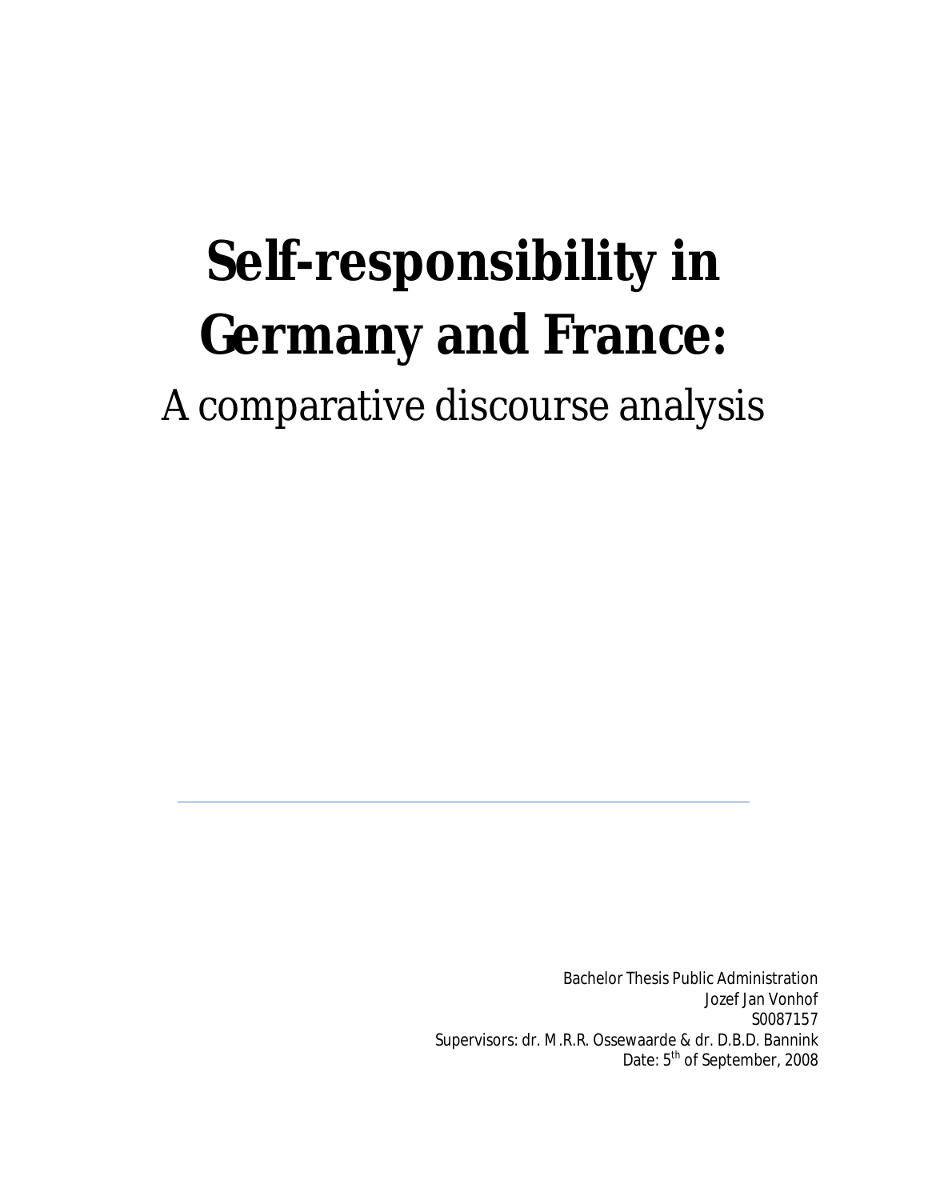# Self-responsibility in Germany and France:

A comparative discourse analysis

---

Bachelor Thesis Public Administration
Jozef Jan Vonhof
S0087157
Supervisors: dr. M.R.R. Ossewaarde & dr. D.B.D. Bannink
Date: 5th of September, 2008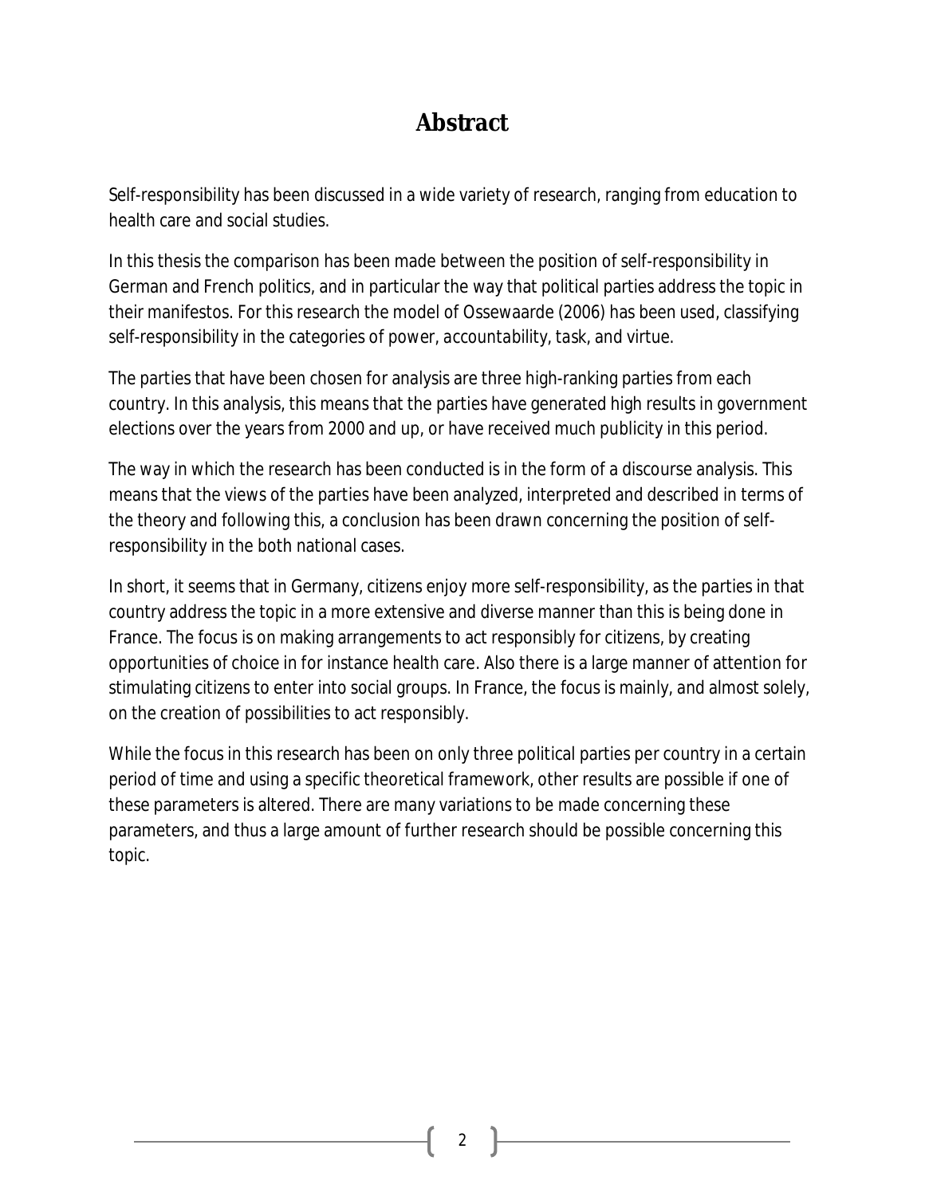# Abstract

Self-responsibility has been discussed in a wide variety of research, ranging from education to health care and social studies.

In this thesis the comparison has been made between the position of self-responsibility in German and French politics, and in particular the way that political parties address the topic in their manifestos. For this research the model of Ossewaarde (2006) has been used, classifying self-responsibility in the categories of *power*, *accountability*, *task*, and *virtue*.

The parties that have been chosen for analysis are three high-ranking parties from each country. In this analysis, this means that the parties have generated high results in government elections over the years from 2000 and up, or have received much publicity in this period.

The way in which the research has been conducted is in the form of a discourse analysis. This means that the views of the parties have been analyzed, interpreted and described in terms of the theory and following this, a conclusion has been drawn concerning the position of self-responsibility in the both national cases.

In short, it seems that in Germany, citizens enjoy more self-responsibility, as the parties in that country address the topic in a more extensive and diverse manner than this is being done in France. The focus is on making arrangements to act responsibly for citizens, by creating opportunities of choice in for instance health care. Also there is a large manner of attention for stimulating citizens to enter into social groups. In France, the focus is mainly, and almost solely, on the creation of possibilities to act responsibly.

While the focus in this research has been on only three political parties per country in a certain period of time and using a specific theoretical framework, other results are possible if one of these parameters is altered. There are many variations to be made concerning these parameters, and thus a large amount of further research should be possible concerning this topic.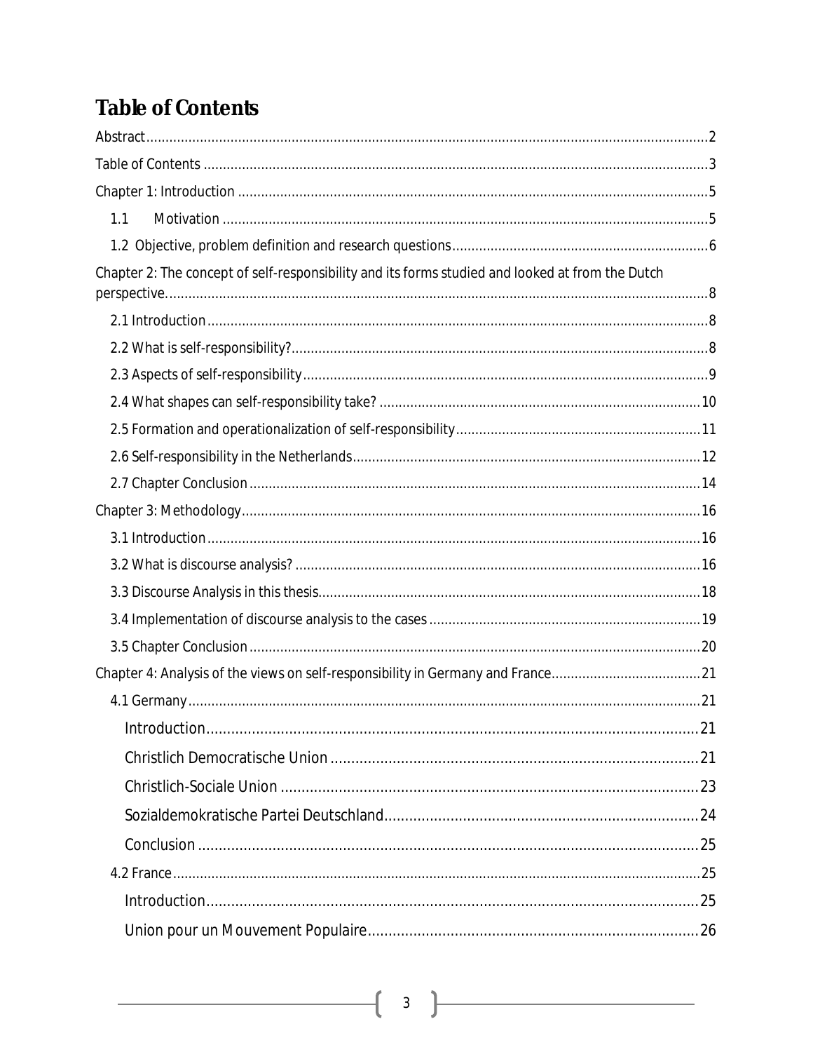# Table of Contents

Abstract ........................................................................................................ 2

Table of Contents ........................................................................................................ 3

Chapter 1: Introduction ........................................................................................................ 5

- 1.1 Motivation ........................................................................................................ 5
- 1.2 Objective, problem definition and research questions ........................................................................................................ 6

Chapter 2: The concept of self-responsibility and its forms studied and looked at from the Dutch perspective. ........................................................................................................ 8

- 2.1 Introduction ........................................................................................................ 8
- 2.2 What is self-responsibility? ........................................................................................................ 8
- 2.3 Aspects of self-responsibility ........................................................................................................ 9
- 2.4 What shapes can self-responsibility take? ........................................................................................................ 10
- 2.5 Formation and operationalization of self-responsibility ........................................................................................................ 11
- 2.6 Self-responsibility in the Netherlands ........................................................................................................ 12
- 2.7 Chapter Conclusion ........................................................................................................ 14

Chapter 3: Methodology ........................................................................................................ 16

- 3.1 Introduction ........................................................................................................ 16
- 3.2 What is discourse analysis? ........................................................................................................ 16
- 3.3 Discourse Analysis in this thesis ........................................................................................................ 18
- 3.4 Implementation of discourse analysis to the cases ........................................................................................................ 19
- 3.5 Chapter Conclusion ........................................................................................................ 20

Chapter 4: Analysis of the views on self-responsibility in Germany and France ........................................................................................................ 21

- 4.1 Germany ........................................................................................................ 21
  - Introduction ........................................................................................................ 21
  - Christlich Democratische Union ........................................................................................................ 21
  - Christlich-Sociale Union ........................................................................................................ 23
  - Sozialdemokratische Partei Deutschland ........................................................................................................ 24
  - Conclusion ........................................................................................................ 25
- 4.2 France ........................................................................................................ 25
  - Introduction ........................................................................................................ 25
  - Union pour un Mouvement Populaire ........................................................................................................ 26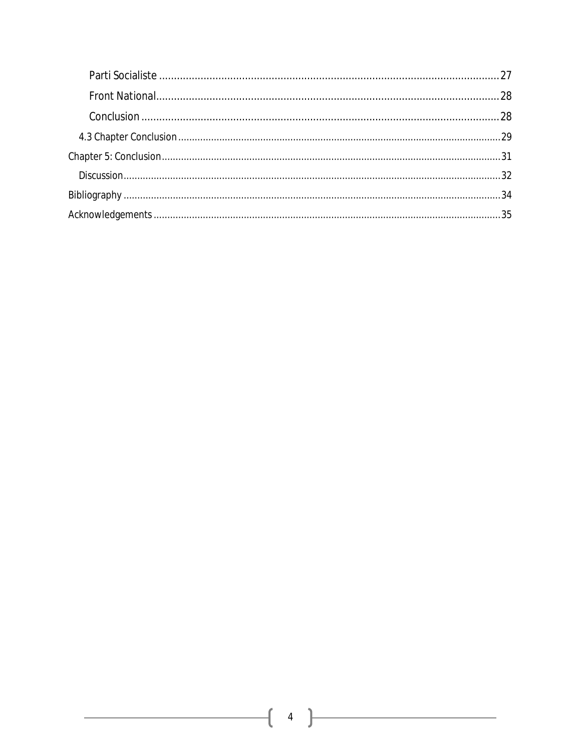Parti Socialiste ........................................................................................................... 27

Front National............................................................................................................... 28

Conclusion ................................................................................................................... 28

4.3 Chapter Conclusion ....................................................................................................... 29

Chapter 5: Conclusion............................................................................................................ 31

Discussion........................................................................................................................... 32

Bibliography ........................................................................................................................... 34

Acknowledgements ................................................................................................................ 35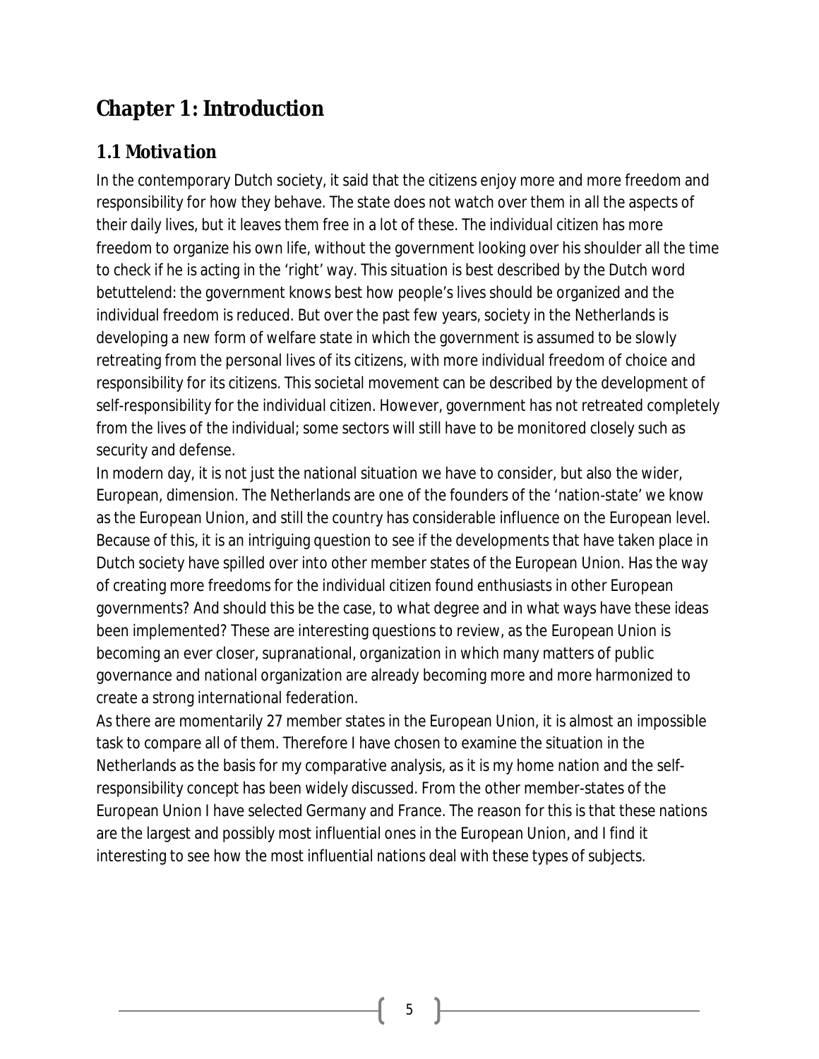# Chapter 1: Introduction

## *1.1 Motivation*

In the contemporary Dutch society, it said that the citizens enjoy more and more freedom and responsibility for how they behave. The state does not watch over them in all the aspects of their daily lives, but it leaves them free in a lot of these. The individual citizen has more freedom to organize his own life, without the government looking over his shoulder all the time to check if he is acting in the 'right' way. This situation is best described by the Dutch word betuttelend: the government knows best how people's lives should be organized and the individual freedom is reduced. But over the past few years, society in the Netherlands is developing a new form of welfare state in which the government is assumed to be slowly retreating from the personal lives of its citizens, with more individual freedom of choice and responsibility for its citizens. This societal movement can be described by the development of self-responsibility for the individual citizen. However, government has not retreated completely from the lives of the individual; some sectors will still have to be monitored closely such as security and defense.

In modern day, it is not just the national situation we have to consider, but also the wider, European, dimension. The Netherlands are one of the founders of the 'nation-state' we know as the European Union, and still the country has considerable influence on the European level. Because of this, it is an intriguing question to see if the developments that have taken place in Dutch society have spilled over into other member states of the European Union. Has the way of creating more freedoms for the individual citizen found enthusiasts in other European governments? And should this be the case, to what degree and in what ways have these ideas been implemented? These are interesting questions to review, as the European Union is becoming an ever closer, supranational, organization in which many matters of public governance and national organization are already becoming more and more harmonized to create a strong international federation.

As there are momentarily 27 member states in the European Union, it is almost an impossible task to compare all of them. Therefore I have chosen to examine the situation in the Netherlands as the basis for my comparative analysis, as it is my home nation and the self-responsibility concept has been widely discussed. From the other member-states of the European Union I have selected Germany and France. The reason for this is that these nations are the largest and possibly most influential ones in the European Union, and I find it interesting to see how the most influential nations deal with these types of subjects.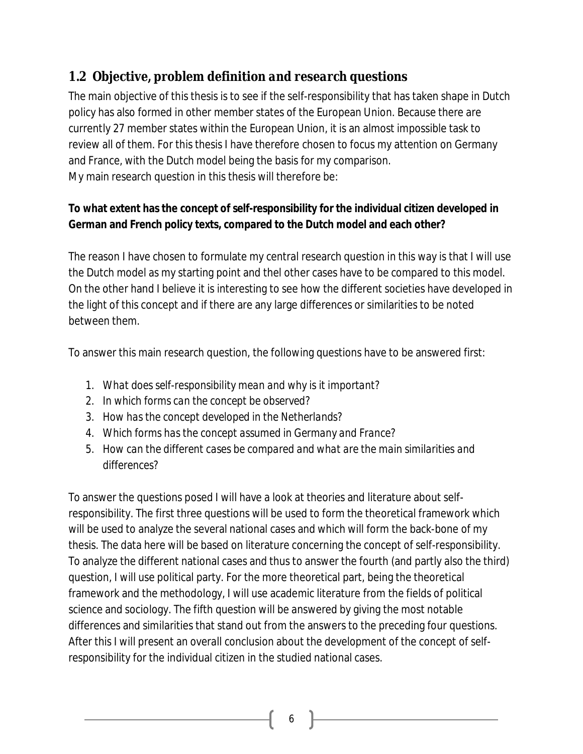## 1.2 Objective, problem definition and research questions

The main objective of this thesis is to see if the self-responsibility that has taken shape in Dutch policy has also formed in other member states of the European Union. Because there are currently 27 member states within the European Union, it is an almost impossible task to review all of them. For this thesis I have therefore chosen to focus my attention on Germany and France, with the Dutch model being the basis for my comparison.
My main research question in this thesis will therefore be:

**To what extent has the concept of self-responsibility for the individual citizen developed in German and French policy texts, compared to the Dutch model and each other?**

The reason I have chosen to formulate my central research question in this way is that I will use the Dutch model as my starting point and thel other cases have to be compared to this model. On the other hand I believe it is interesting to see how the different societies have developed in the light of this concept and if there are any large differences or similarities to be noted between them.

To answer this main research question, the following questions have to be answered first:

1. *What does self-responsibility mean and why is it important?*
2. *In which forms can the concept be observed?*
3. *How has the concept developed in the Netherlands?*
4. *Which forms has the concept assumed in Germany and France?*
5. *How can the different cases be compared and what are the main similarities and differences?*

To answer the questions posed I will have a look at theories and literature about self-responsibility. The first three questions will be used to form the theoretical framework which will be used to analyze the several national cases and which will form the back-bone of my thesis. The data here will be based on literature concerning the concept of self-responsibility. To analyze the different national cases and thus to answer the fourth (and partly also the third) question, I will use political party. For the more theoretical part, being the theoretical framework and the methodology, I will use academic literature from the fields of political science and sociology. The fifth question will be answered by giving the most notable differences and similarities that stand out from the answers to the preceding four questions. After this I will present an overall conclusion about the development of the concept of self-responsibility for the individual citizen in the studied national cases.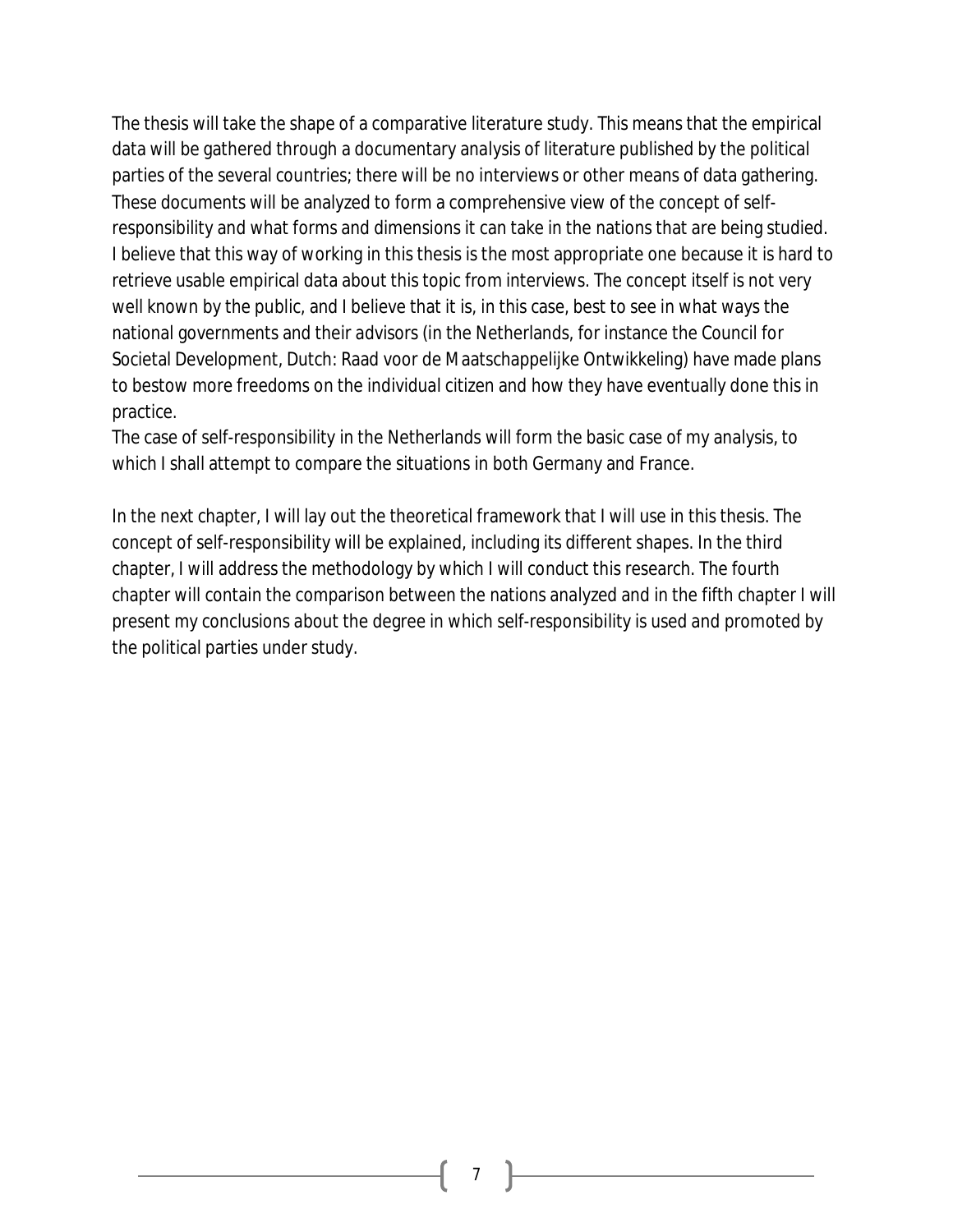The thesis will take the shape of a comparative literature study. This means that the empirical data will be gathered through a documentary analysis of literature published by the political parties of the several countries; there will be no interviews or other means of data gathering. These documents will be analyzed to form a comprehensive view of the concept of self-responsibility and what forms and dimensions it can take in the nations that are being studied. I believe that this way of working in this thesis is the most appropriate one because it is hard to retrieve usable empirical data about this topic from interviews. The concept itself is not very well known by the public, and I believe that it is, in this case, best to see in what ways the national governments and their advisors (in the Netherlands, for instance the Council for Societal Development, Dutch: Raad voor de Maatschappelijke Ontwikkeling) have made plans to bestow more freedoms on the individual citizen and how they have eventually done this in practice.
The case of self-responsibility in the Netherlands will form the basic case of my analysis, to which I shall attempt to compare the situations in both Germany and France.

In the next chapter, I will lay out the theoretical framework that I will use in this thesis. The concept of self-responsibility will be explained, including its different shapes. In the third chapter, I will address the methodology by which I will conduct this research. The fourth chapter will contain the comparison between the nations analyzed and in the fifth chapter I will present my conclusions about the degree in which self-responsibility is used and promoted by the political parties under study.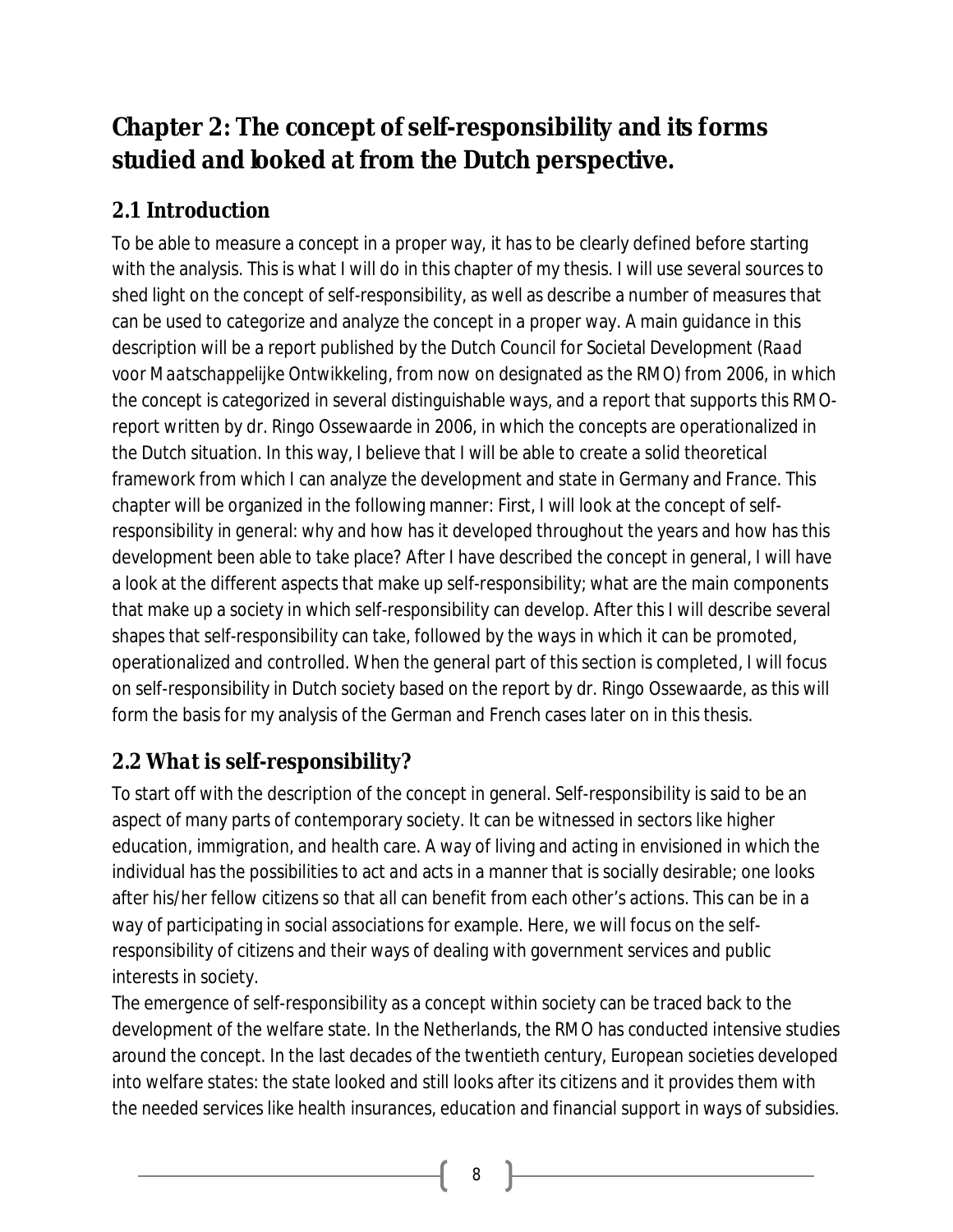# Chapter 2: The concept of self-responsibility and its forms studied and looked at from the Dutch perspective.

## 2.1 Introduction

To be able to measure a concept in a proper way, it has to be clearly defined before starting with the analysis. This is what I will do in this chapter of my thesis. I will use several sources to shed light on the concept of self-responsibility, as well as describe a number of measures that can be used to categorize and analyze the concept in a proper way. A main guidance in this description will be a report published by the Dutch Council for Societal Development (*Raad voor Maatschappelijke Ontwikkeling*, from now on designated as the RMO) from 2006, in which the concept is categorized in several distinguishable ways, and a report that supports this RMO-report written by dr. Ringo Ossewaarde in 2006, in which the concepts are operationalized in the Dutch situation. In this way, I believe that I will be able to create a solid theoretical framework from which I can analyze the development and state in Germany and France. This chapter will be organized in the following manner: First, I will look at the concept of self-responsibility in general: why and how has it developed throughout the years and how has this development been able to take place? After I have described the concept in general, I will have a look at the different aspects that make up self-responsibility; what are the main components that make up a society in which self-responsibility can develop. After this I will describe several shapes that self-responsibility can take, followed by the ways in which it can be promoted, operationalized and controlled. When the general part of this section is completed, I will focus on self-responsibility in Dutch society based on the report by dr. Ringo Ossewaarde, as this will form the basis for my analysis of the German and French cases later on in this thesis.

## 2.2 What is self-responsibility?

To start off with the description of the concept in general. Self-responsibility is said to be an aspect of many parts of contemporary society. It can be witnessed in sectors like higher education, immigration, and health care. A way of living and acting in envisioned in which the individual has the possibilities to act and acts in a manner that is socially desirable; one looks after his/her fellow citizens so that all can benefit from each other's actions. This can be in a way of participating in social associations for example. Here, we will focus on the self-responsibility of citizens and their ways of dealing with government services and public interests in society.

The emergence of self-responsibility as a concept within society can be traced back to the development of the welfare state. In the Netherlands, the RMO has conducted intensive studies around the concept. In the last decades of the twentieth century, European societies developed into welfare states: the state looked and still looks after its citizens and it provides them with the needed services like health insurances, education and financial support in ways of subsidies.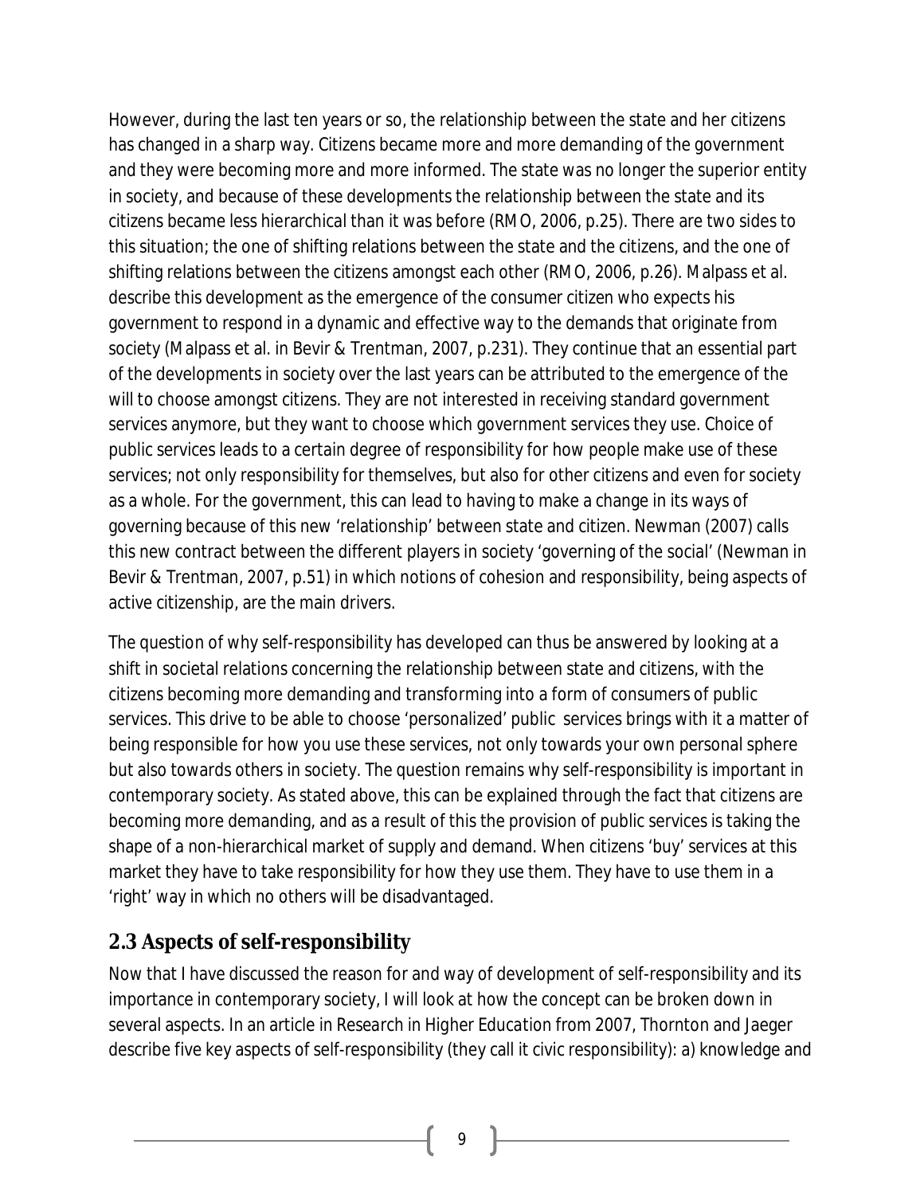However, during the last ten years or so, the relationship between the state and her citizens has changed in a sharp way. Citizens became more and more demanding of the government and they were becoming more and more informed. The state was no longer the superior entity in society, and because of these developments the relationship between the state and its citizens became less hierarchical than it was before (RMO, 2006, p.25). There are two sides to this situation; the one of shifting relations between the state and the citizens, and the one of shifting relations between the citizens amongst each other (RMO, 2006, p.26). Malpass et al. describe this development as the emergence of the consumer citizen who expects his government to respond in a dynamic and effective way to the demands that originate from society (Malpass et al. in Bevir & Trentman, 2007, p.231). They continue that an essential part of the developments in society over the last years can be attributed to the emergence of the will to choose amongst citizens. They are not interested in receiving standard government services anymore, but they want to choose which government services they use. Choice of public services leads to a certain degree of responsibility for how people make use of these services; not only responsibility for themselves, but also for other citizens and even for society as a whole. For the government, this can lead to having to make a change in its ways of governing because of this new 'relationship' between state and citizen. Newman (2007) calls this new contract between the different players in society 'governing of the social' (Newman in Bevir & Trentman, 2007, p.51) in which notions of cohesion and responsibility, being aspects of active citizenship, are the main drivers.

The question of why self-responsibility has developed can thus be answered by looking at a shift in societal relations concerning the relationship between state and citizens, with the citizens becoming more demanding and transforming into a form of consumers of public services. This drive to be able to choose 'personalized' public services brings with it a matter of being responsible for how you use these services, not only towards your own personal sphere but also towards others in society. The question remains why self-responsibility is important in contemporary society. As stated above, this can be explained through the fact that citizens are becoming more demanding, and as a result of this the provision of public services is taking the shape of a non-hierarchical market of supply and demand. When citizens 'buy' services at this market they have to take responsibility for how they use them. They have to use them in a 'right' way in which no others will be disadvantaged.

## 2.3 Aspects of self-responsibility

Now that I have discussed the reason for and way of development of self-responsibility and its importance in contemporary society, I will look at how the concept can be broken down in several aspects. In an article in *Research in Higher Education* from 2007, Thornton and Jaeger describe five key aspects of self-responsibility (they call it civic responsibility): a) knowledge and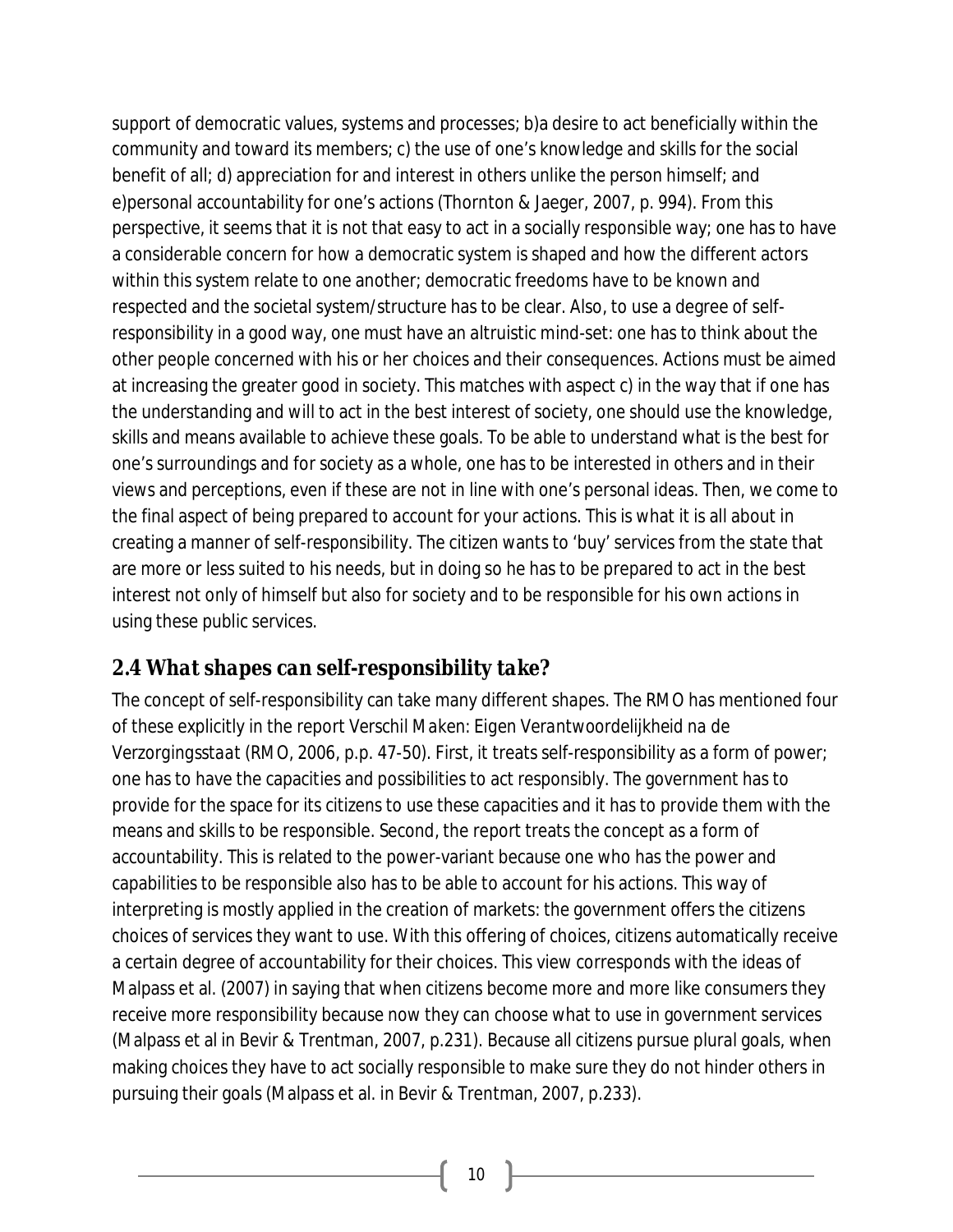support of democratic values, systems and processes; b)a desire to act beneficially within the community and toward its members; c) the use of one's knowledge and skills for the social benefit of all; d) appreciation for and interest in others unlike the person himself; and e)personal accountability for one's actions (Thornton & Jaeger, 2007, p. 994). From this perspective, it seems that it is not that easy to act in a socially responsible way; one has to have a considerable concern for how a democratic system is shaped and how the different actors within this system relate to one another; democratic freedoms have to be known and respected and the societal system/structure has to be clear. Also, to use a degree of self-responsibility in a good way, one must have an altruistic mind-set: one has to think about the other people concerned with his or her choices and their consequences. Actions must be aimed at increasing the greater good in society. This matches with aspect c) in the way that if one has the understanding and will to act in the best interest of society, one should use the knowledge, skills and means available to achieve these goals. To be able to understand what is the best for one's surroundings and for society as a whole, one has to be interested in others and in their views and perceptions, even if these are not in line with one's personal ideas. Then, we come to the final aspect of being prepared to account for your actions. This is what it is all about in creating a manner of self-responsibility. The citizen wants to 'buy' services from the state that are more or less suited to his needs, but in doing so he has to be prepared to act in the best interest not only of himself but also for society and to be responsible for his own actions in using these public services.

## 2.4 *What shapes can self-responsibility take?*

The concept of self-responsibility can take many different shapes. The RMO has mentioned four of these explicitly in the report *Verschil Maken: Eigen Verantwoordelijkheid na de Verzorgingsstaat* (RMO, 2006, p.p. 47-50). First, it treats self-responsibility as a form of power; one has to have the capacities and possibilities to act responsibly. The government has to provide for the space for its citizens to use these capacities and it has to provide them with the means and skills to be responsible. Second, the report treats the concept as a form of accountability. This is related to the power-variant because one who has the power and capabilities to be responsible also has to be able to account for his actions. This way of interpreting is mostly applied in the creation of markets: the government offers the citizens choices of services they want to use. With this offering of choices, citizens automatically receive a certain degree of accountability for their choices. This view corresponds with the ideas of Malpass et al. (2007) in saying that when citizens become more and more like consumers they receive more responsibility because now they can choose what to use in government services (Malpass et al in Bevir & Trentman, 2007, p.231). Because all citizens pursue plural goals, when making choices they have to act socially responsible to make sure they do not hinder others in pursuing their goals (Malpass et al. in Bevir & Trentman, 2007, p.233).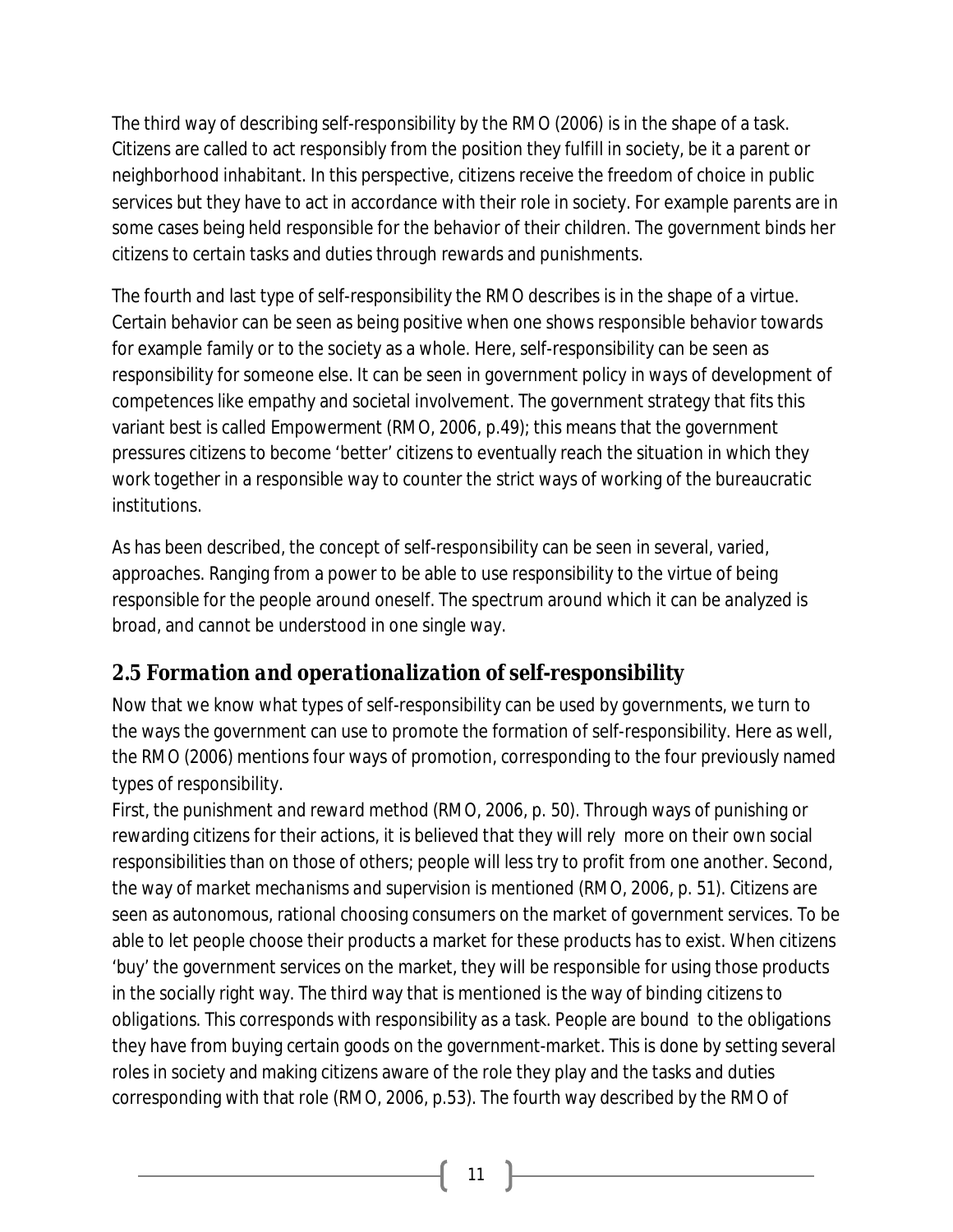The third way of describing self-responsibility by the RMO (2006) is in the shape of a task. Citizens are called to act responsibly from the position they fulfill in society, be it a parent or neighborhood inhabitant. In this perspective, citizens receive the freedom of choice in public services but they have to act in accordance with their role in society. For example parents are in some cases being held responsible for the behavior of their children. The government binds her citizens to certain tasks and duties through rewards and punishments.

The fourth and last type of self-responsibility the RMO describes is in the shape of a virtue. Certain behavior can be seen as being positive when one shows responsible behavior towards for example family or to the society as a whole. Here, self-responsibility can be seen as responsibility for someone else. It can be seen in government policy in ways of development of competences like empathy and societal involvement. The government strategy that fits this variant best is called Empowerment (RMO, 2006, p.49); this means that the government pressures citizens to become 'better' citizens to eventually reach the situation in which they work together in a responsible way to counter the strict ways of working of the bureaucratic institutions.

As has been described, the concept of self-responsibility can be seen in several, varied, approaches. Ranging from a power to be able to use responsibility to the virtue of being responsible for the people around oneself. The spectrum around which it can be analyzed is broad, and cannot be understood in one single way.

## 2.5 Formation and operationalization of self-responsibility

Now that we know what types of self-responsibility can be used by governments, we turn to the ways the government can use to promote the formation of self-responsibility. Here as well, the RMO (2006) mentions four ways of promotion, corresponding to the four previously named types of responsibility.

First, the *punishment and reward method* (RMO, 2006, p. 50). Through ways of punishing or rewarding citizens for their actions, it is believed that they will rely more on their own social responsibilities than on those of others; people will less try to profit from one another. Second, the way of *market mechanisms and supervision* is mentioned (RMO, 2006, p. 51). Citizens are seen as autonomous, rational choosing consumers on the market of government services. To be able to let people choose their products a market for these products has to exist. When citizens 'buy' the government services on the market, they will be responsible for using those products in the socially right way. The third way that is mentioned is the way of *binding citizens to obligations*. This corresponds with responsibility as a task. People are bound to the obligations they have from buying certain goods on the government-market. This is done by setting several roles in society and making citizens aware of the role they play and the tasks and duties corresponding with that role (RMO, 2006, p.53). The fourth way described by the RMO of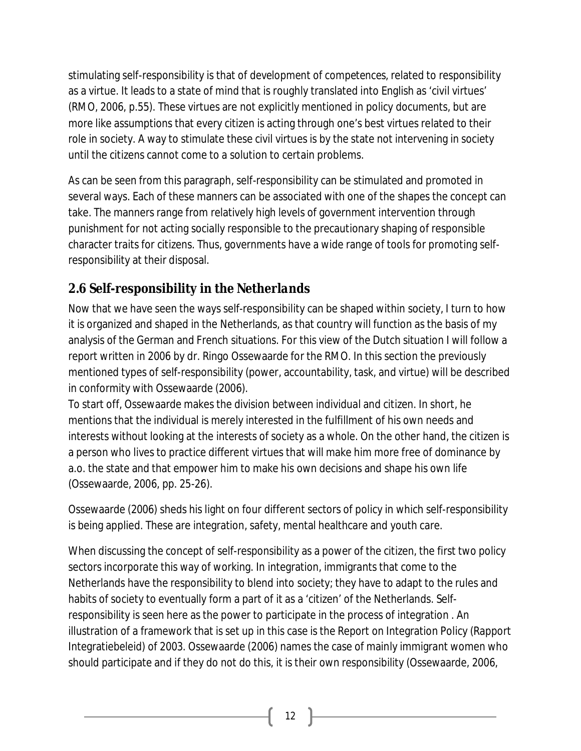stimulating self-responsibility is that of development of competences, related to responsibility as a virtue. It leads to a state of mind that is roughly translated into English as 'civil virtues' (RMO, 2006, p.55). These virtues are not explicitly mentioned in policy documents, but are more like assumptions that every citizen is acting through one's best virtues related to their role in society. A way to stimulate these civil virtues is by the state not intervening in society until the citizens cannot come to a solution to certain problems.

As can be seen from this paragraph, self-responsibility can be stimulated and promoted in several ways. Each of these manners can be associated with one of the shapes the concept can take. The manners range from relatively high levels of government intervention through punishment for not acting socially responsible to the precautionary shaping of responsible character traits for citizens. Thus, governments have a wide range of tools for promoting self-responsibility at their disposal.

## 2.6 Self-responsibility in the Netherlands

Now that we have seen the ways self-responsibility can be shaped within society, I turn to how it is organized and shaped in the Netherlands, as that country will function as the basis of my analysis of the German and French situations. For this view of the Dutch situation I will follow a report written in 2006 by dr. Ringo Ossewaarde for the RMO. In this section the previously mentioned types of self-responsibility (power, accountability, task, and virtue) will be described in conformity with Ossewaarde (2006).

To start off, Ossewaarde makes the division between individual and citizen. In short, he mentions that the individual is merely interested in the fulfillment of his own needs and interests without looking at the interests of society as a whole. On the other hand, the citizen is a person who lives to practice different virtues that will make him more free of dominance by a.o. the state and that empower him to make his own decisions and shape his own life (Ossewaarde, 2006, pp. 25-26).

Ossewaarde (2006) sheds his light on four different sectors of policy in which self-responsibility is being applied. These are integration, safety, mental healthcare and youth care.

When discussing the concept of self-responsibility as a power of the citizen, the first two policy sectors incorporate this way of working. In integration, immigrants that come to the Netherlands have the responsibility to blend into society; they have to adapt to the rules and habits of society to eventually form a part of it as a 'citizen' of the Netherlands. Self-responsibility is seen here as the power to participate in the process of integration . An illustration of a framework that is set up in this case is the Report on Integration Policy (Rapport Integratiebeleid) of 2003. Ossewaarde (2006) names the case of mainly immigrant women who should participate and if they do not do this, it is their own responsibility (Ossewaarde, 2006,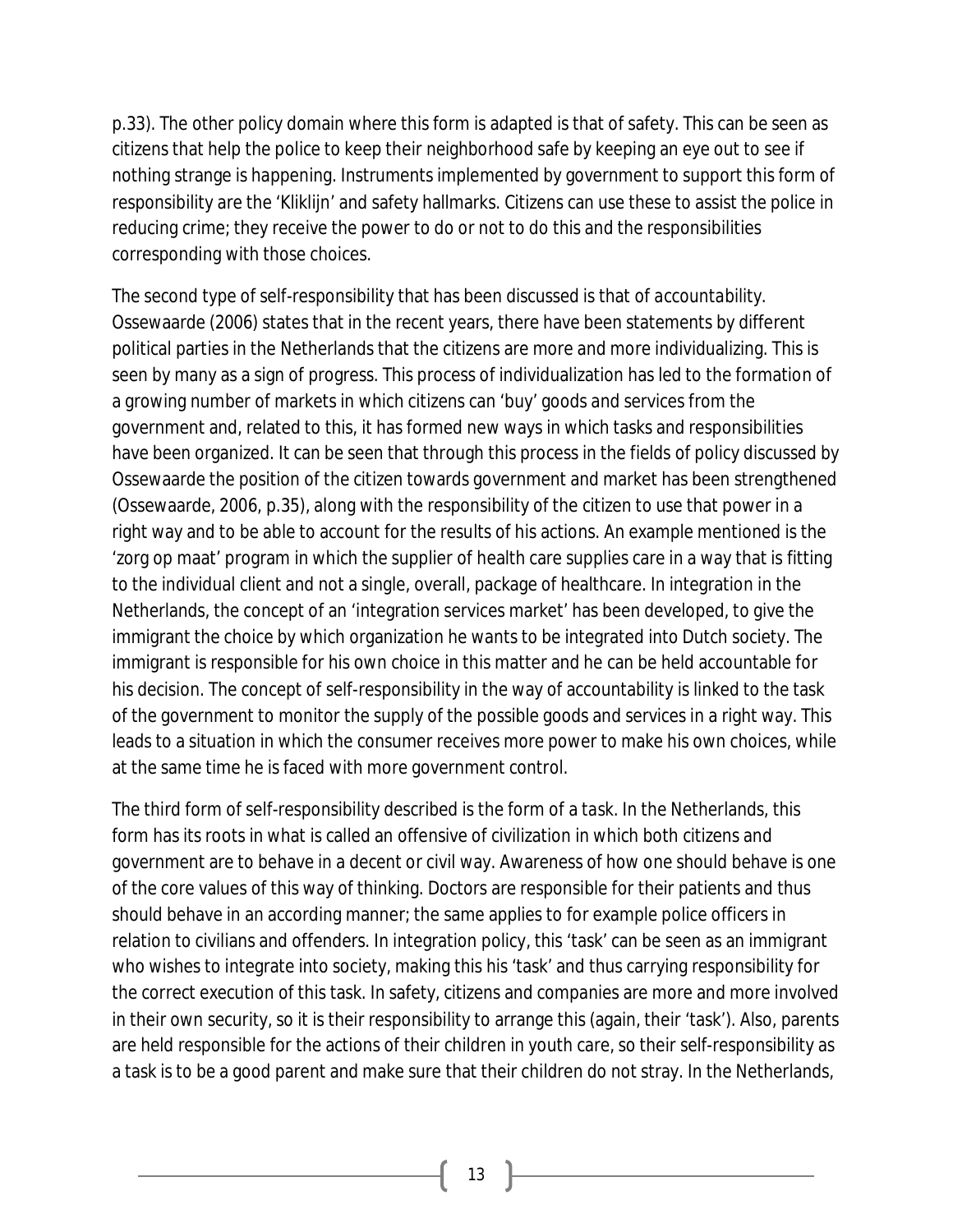p.33). The other policy domain where this form is adapted is that of safety. This can be seen as citizens that help the police to keep their neighborhood safe by keeping an eye out to see if nothing strange is happening. Instruments implemented by government to support this form of responsibility are the 'Kliklijn' and safety hallmarks. Citizens can use these to assist the police in reducing crime; they receive the power to do or not to do this and the responsibilities corresponding with those choices.

The second type of self-responsibility that has been discussed is that of *accountability*. Ossewaarde (2006) states that in the recent years, there have been statements by different political parties in the Netherlands that the citizens are more and more individualizing. This is seen by many as a sign of progress. This process of individualization has led to the formation of a growing number of markets in which citizens can 'buy' goods and services from the government and, related to this, it has formed new ways in which tasks and responsibilities have been organized. It can be seen that through this process in the fields of policy discussed by Ossewaarde the position of the citizen towards government and market has been strengthened (Ossewaarde, 2006, p.35), along with the responsibility of the citizen to use that power in a right way and to be able to account for the results of his actions. An example mentioned is the 'zorg op maat' program in which the supplier of health care supplies care in a way that is fitting to the individual client and not a single, overall, package of healthcare. In integration in the Netherlands, the concept of an 'integration services market' has been developed, to give the immigrant the choice by which organization he wants to be integrated into Dutch society. The immigrant is responsible for his own choice in this matter and he can be held accountable for his decision. The concept of self-responsibility in the way of accountability is linked to the task of the government to monitor the supply of the possible goods and services in a right way. This leads to a situation in which the consumer receives more power to make his own choices, while at the same time he is faced with more government control.

The third form of self-responsibility described is the form of a *task*. In the Netherlands, this form has its roots in what is called an offensive of civilization in which both citizens and government are to behave in a decent or civil way. Awareness of how one should behave is one of the core values of this way of thinking. Doctors are responsible for their patients and thus should behave in an according manner; the same applies to for example police officers in relation to civilians and offenders. In integration policy, this 'task' can be seen as an immigrant who wishes to integrate into society, making this his 'task' and thus carrying responsibility for the correct execution of this task. In safety, citizens and companies are more and more involved in their own security, so it is their responsibility to arrange this (again, their 'task'). Also, parents are held responsible for the actions of their children in youth care, so their self-responsibility as a task is to be a good parent and make sure that their children do not stray. In the Netherlands,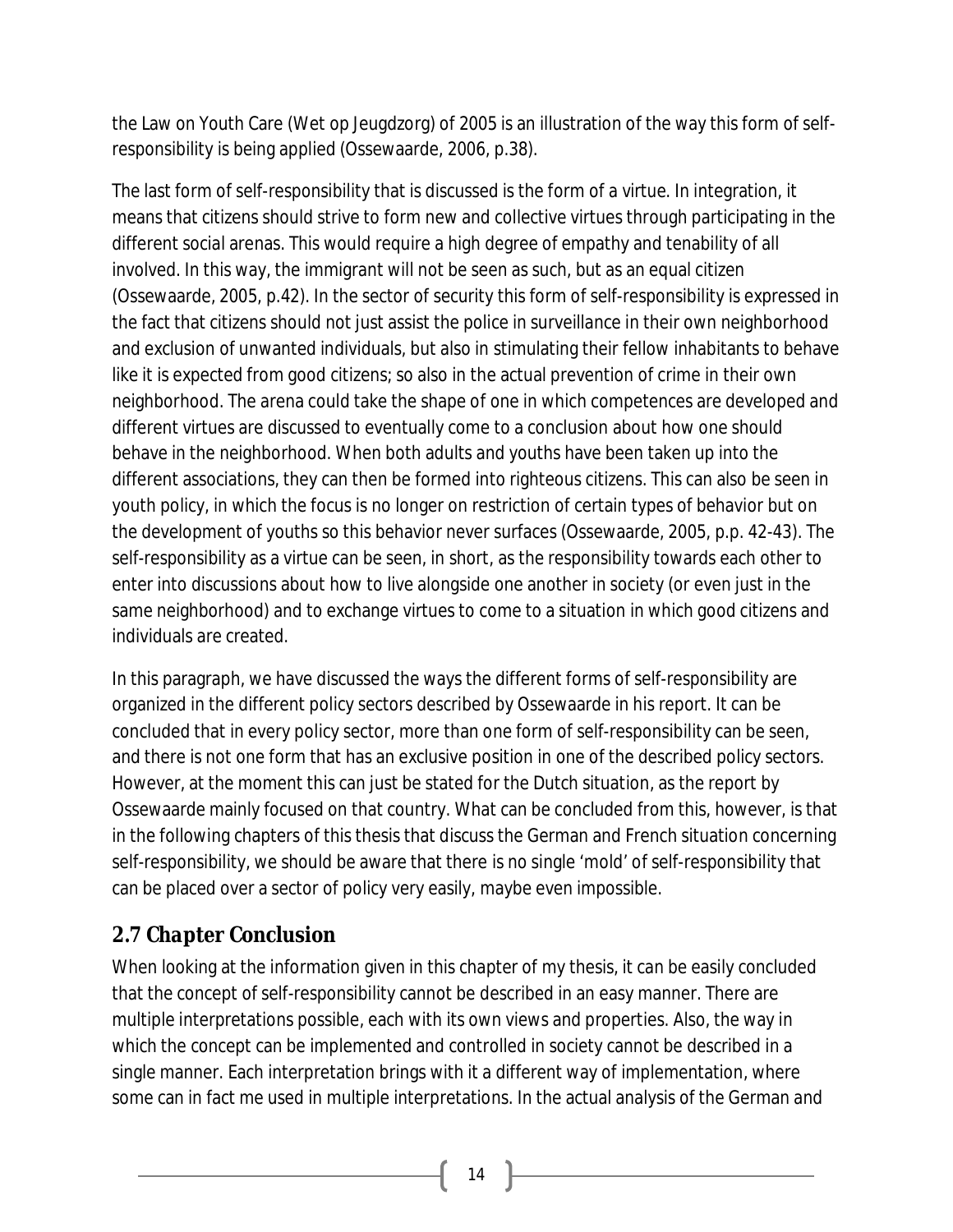the Law on Youth Care (Wet op Jeugdzorg) of 2005 is an illustration of the way this form of self-responsibility is being applied (Ossewaarde, 2006, p.38).

The last form of self-responsibility that is discussed is the form of a virtue. In integration, it means that citizens should strive to form new and collective virtues through participating in the different social arenas. This would require a high degree of empathy and tenability of all involved. In this way, the immigrant will not be seen as such, but as an equal citizen (Ossewaarde, 2005, p.42). In the sector of security this form of self-responsibility is expressed in the fact that citizens should not just assist the police in surveillance in their own neighborhood and exclusion of unwanted individuals, but also in stimulating their fellow inhabitants to behave like it is expected from good citizens; so also in the actual prevention of crime in their own neighborhood. The arena could take the shape of one in which competences are developed and different virtues are discussed to eventually come to a conclusion about how one should behave in the neighborhood. When both adults and youths have been taken up into the different associations, they can then be formed into righteous citizens. This can also be seen in youth policy, in which the focus is no longer on restriction of certain types of behavior but on the development of youths so this behavior never surfaces (Ossewaarde, 2005, p.p. 42-43). The self-responsibility as a virtue can be seen, in short, as the responsibility towards each other to enter into discussions about how to live alongside one another in society (or even just in the same neighborhood) and to exchange virtues to come to a situation in which good citizens and individuals are created.

In this paragraph, we have discussed the ways the different forms of self-responsibility are organized in the different policy sectors described by Ossewaarde in his report. It can be concluded that in every policy sector, more than one form of self-responsibility can be seen, and there is not one form that has an exclusive position in one of the described policy sectors. However, at the moment this can just be stated for the Dutch situation, as the report by Ossewaarde mainly focused on that country. What can be concluded from this, however, is that in the following chapters of this thesis that discuss the German and French situation concerning self-responsibility, we should be aware that there is no single 'mold' of self-responsibility that can be placed over a sector of policy very easily, maybe even impossible.

## 2.7 Chapter Conclusion

When looking at the information given in this chapter of my thesis, it can be easily concluded that the concept of self-responsibility cannot be described in an easy manner. There are multiple interpretations possible, each with its own views and properties. Also, the way in which the concept can be implemented and controlled in society cannot be described in a single manner. Each interpretation brings with it a different way of implementation, where some can in fact me used in multiple interpretations. In the actual analysis of the German and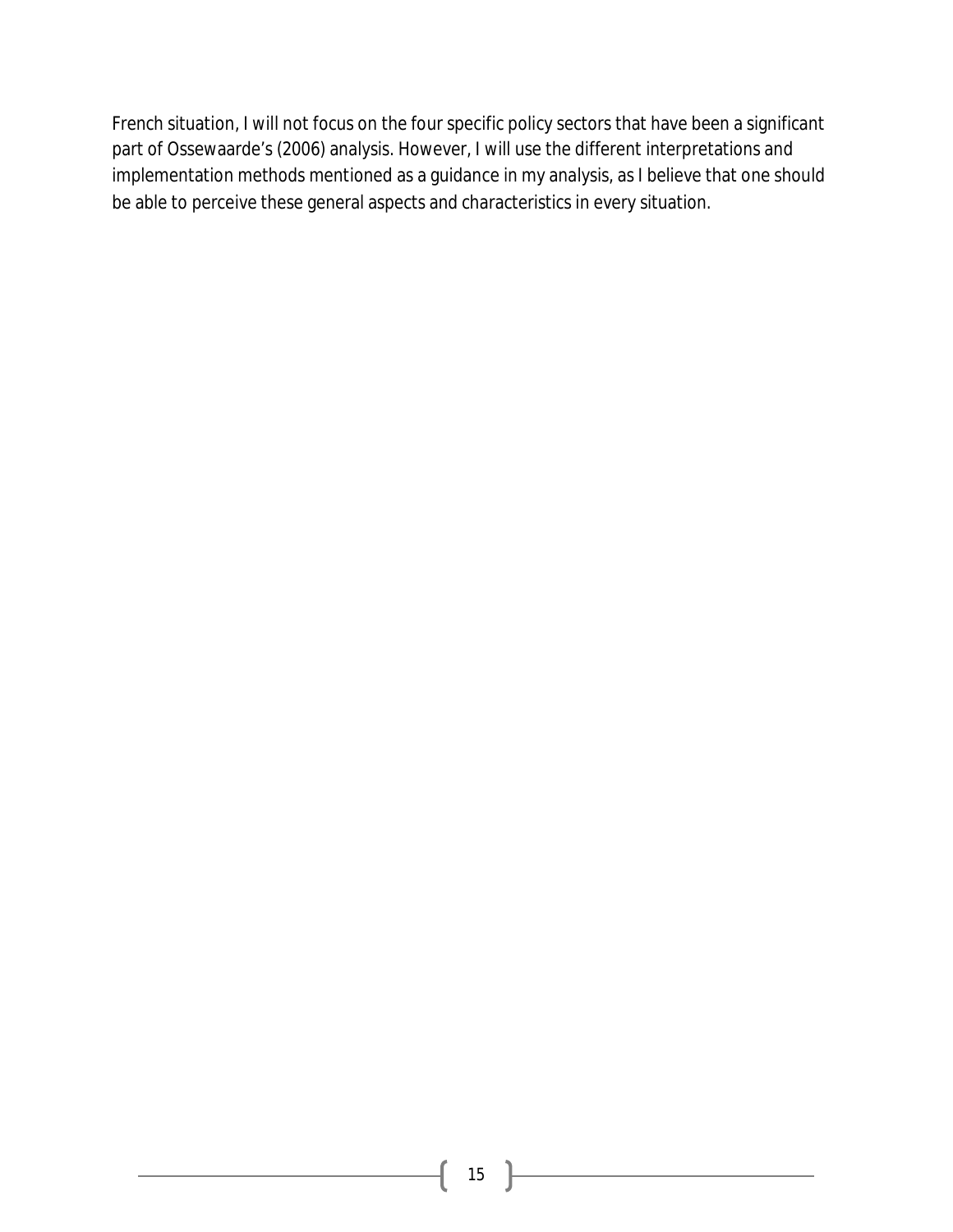French situation, I will not focus on the four specific policy sectors that have been a significant part of Ossewaarde's (2006) analysis. However, I will use the different interpretations and implementation methods mentioned as a guidance in my analysis, as I believe that one should be able to perceive these general aspects and characteristics in every situation.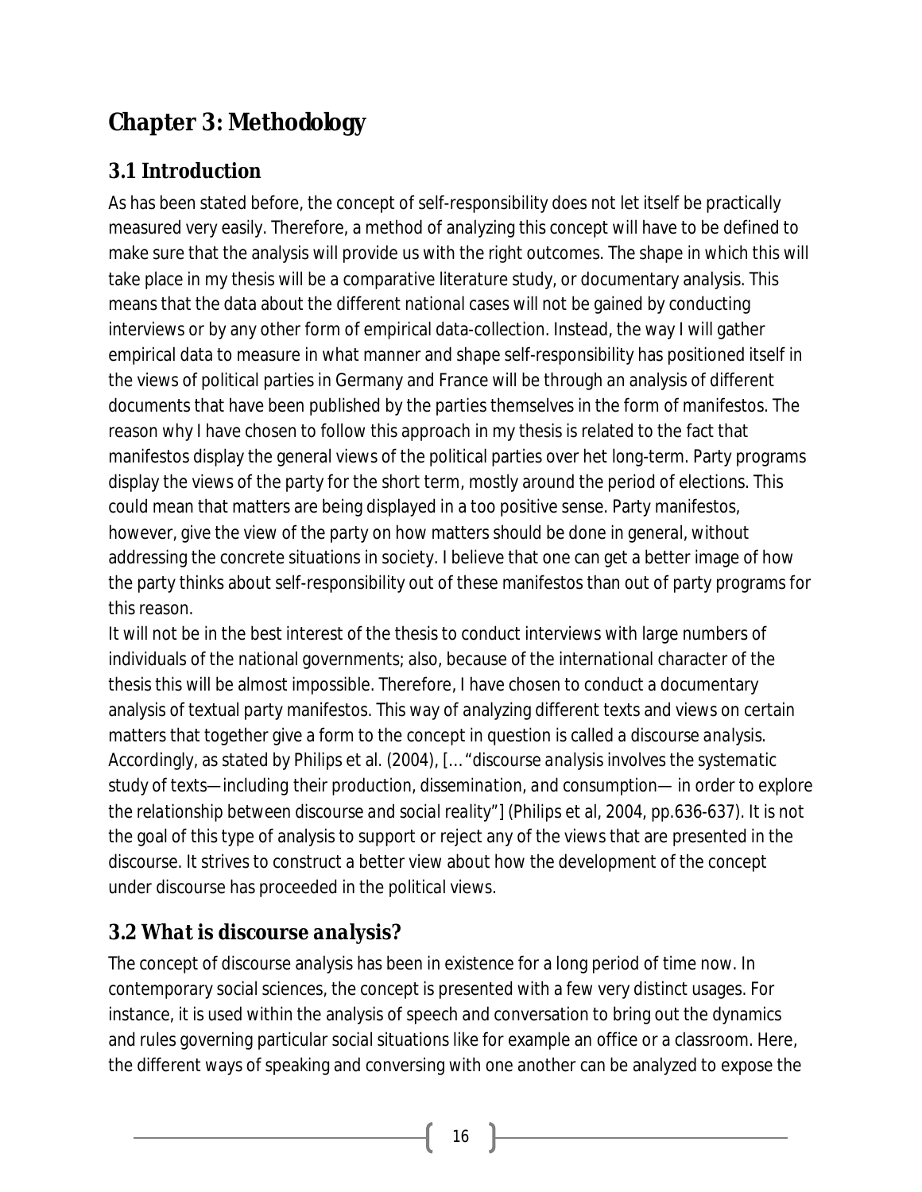# Chapter 3: Methodology

## 3.1 Introduction

As has been stated before, the concept of self-responsibility does not let itself be practically measured very easily. Therefore, a method of analyzing this concept will have to be defined to make sure that the analysis will provide us with the right outcomes. The shape in which this will take place in my thesis will be a comparative literature study, or documentary analysis. This means that the data about the different national cases will not be gained by conducting interviews or by any other form of empirical data-collection. Instead, the way I will gather empirical data to measure in what manner and shape self-responsibility has positioned itself in the views of political parties in Germany and France will be through an analysis of different documents that have been published by the parties themselves in the form of manifestos. The reason why I have chosen to follow this approach in my thesis is related to the fact that manifestos display the general views of the political parties over het long-term. Party programs display the views of the party for the short term, mostly around the period of elections. This could mean that matters are being displayed in a too positive sense. Party manifestos, however, give the view of the party on how matters should be done in general, without addressing the concrete situations in society. I believe that one can get a better image of how the party thinks about self-responsibility out of these manifestos than out of party programs for this reason.

It will not be in the best interest of the thesis to conduct interviews with large numbers of individuals of the national governments; also, because of the international character of the thesis this will be almost impossible. Therefore, I have chosen to conduct a documentary analysis of textual party manifestos. This way of analyzing different texts and views on certain matters that together give a form to the concept in question is called a *discourse analysis*. Accordingly, as stated by Philips et al. (2004), [… "*discourse analysis involves the systematic study of texts—including their production, dissemination, and consumption— in order to explore the relationship between discourse and social reality*"] (Philips et al, 2004, pp.636-637). It is not the goal of this type of analysis to support or reject any of the views that are presented in the discourse. It strives to construct a better view about how the development of the concept under discourse has proceeded in the political views.

## 3.2 *What is discourse analysis?*

The concept of discourse analysis has been in existence for a long period of time now. In contemporary social sciences, the concept is presented with a few very distinct usages. For instance, it is used within the analysis of speech and conversation to bring out the dynamics and rules governing particular social situations like for example an office or a classroom. Here, the different ways of speaking and conversing with one another can be analyzed to expose the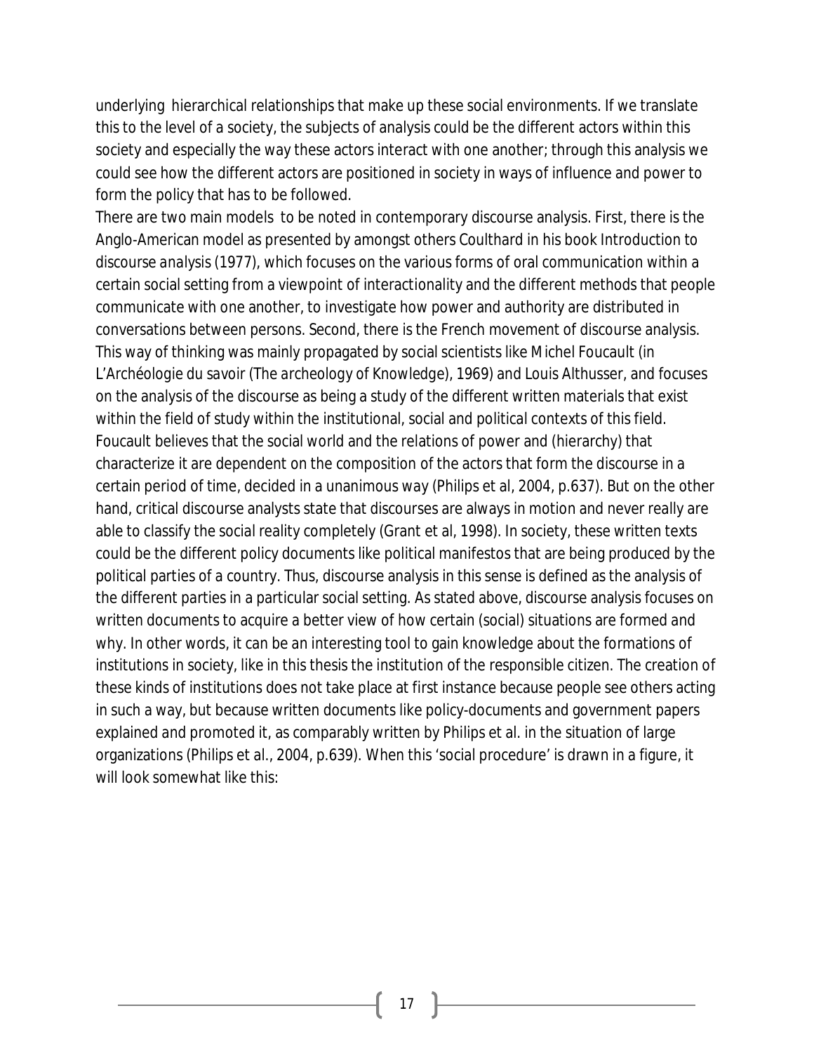underlying  hierarchical relationships that make up these social environments. If we translate this to the level of a society, the subjects of analysis could be the different actors within this society and especially the way these actors interact with one another; through this analysis we could see how the different actors are positioned in society in ways of influence and power to form the policy that has to be followed.

There are two main models  to be noted in contemporary discourse analysis. First, there is the Anglo-American model as presented by amongst others Coulthard in his book Introduction to discourse analysis (1977), which focuses on the various forms of oral communication within a certain social setting from a viewpoint of interactionality and the different methods that people communicate with one another, to investigate how power and authority are distributed in conversations between persons. Second, there is the French movement of discourse analysis. This way of thinking was mainly propagated by social scientists like Michel Foucault (in L'Archéologie du savoir (The archeology of Knowledge), 1969) and Louis Althusser, and focuses on the analysis of the discourse as being a study of the different written materials that exist within the field of study within the institutional, social and political contexts of this field. Foucault believes that the social world and the relations of power and (hierarchy) that characterize it are dependent on the composition of the actors that form the discourse in a certain period of time, decided in a unanimous way (Philips et al, 2004, p.637). But on the other hand, critical discourse analysts state that discourses are always in motion and never really are able to classify the social reality completely (Grant et al, 1998). In society, these written texts could be the different policy documents like political manifestos that are being produced by the political parties of a country. Thus, discourse analysis in this sense is defined as the analysis of the different parties in a particular social setting. As stated above, discourse analysis focuses on written documents to acquire a better view of how certain (social) situations are formed and why. In other words, it can be an interesting tool to gain knowledge about the formations of institutions in society, like in this thesis the institution of the responsible citizen. The creation of these kinds of institutions does not take place at first instance because people see others acting in such a way, but because written documents like policy-documents and government papers explained and promoted it, as comparably written by Philips et al. in the situation of large organizations (Philips et al., 2004, p.639). When this 'social procedure' is drawn in a figure, it will look somewhat like this: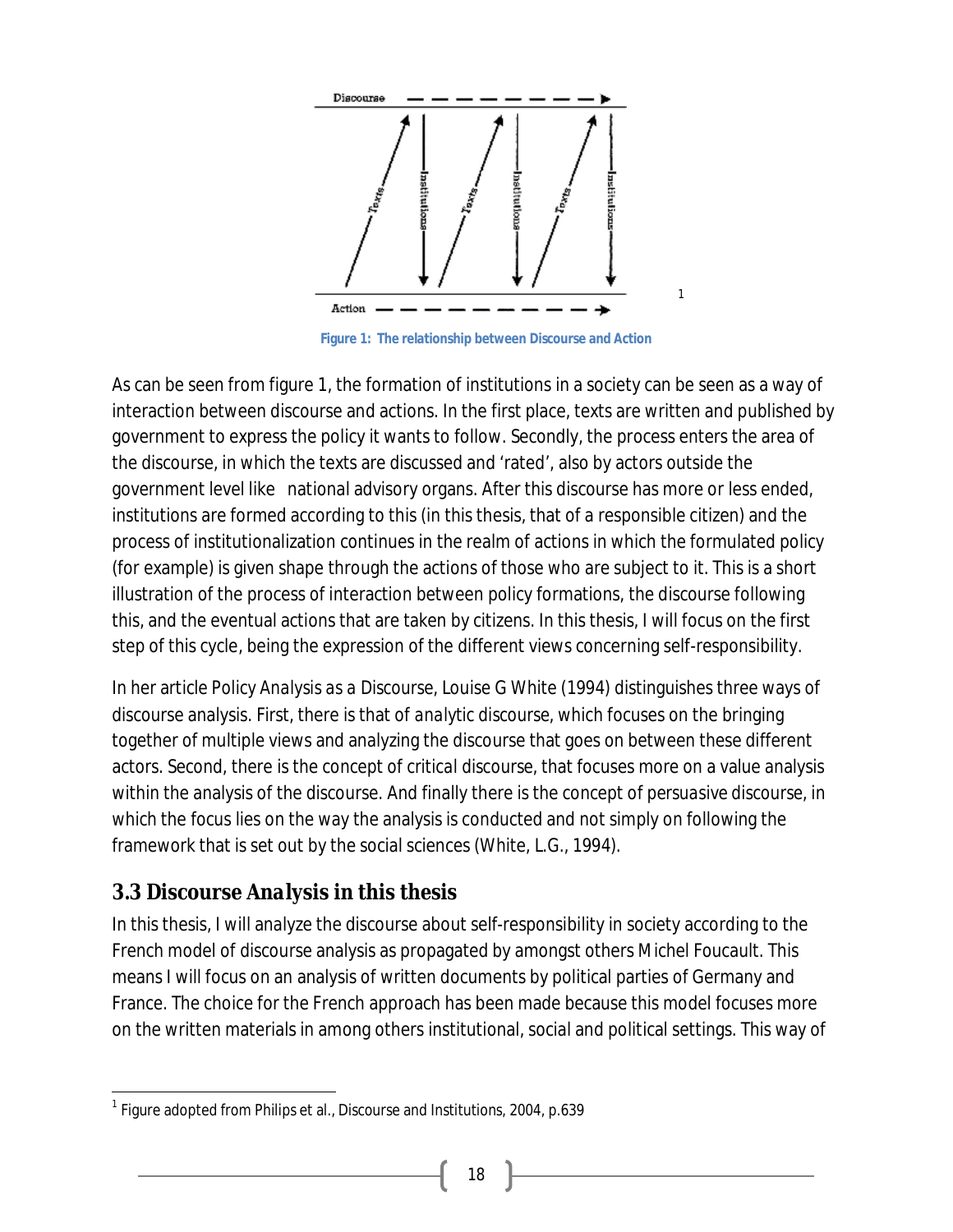Figure 1: The relationship between Discourse and Action[1]

As can be seen from figure 1, the formation of institutions in a society can be seen as a way of interaction between discourse and actions. In the first place, texts are written and published by government to express the policy it wants to follow. Secondly, the process enters the area of the discourse, in which the texts are discussed and 'rated', also by actors outside the government level like national advisory organs. After this discourse has more or less ended, institutions are formed according to this (in this thesis, that of a responsible citizen) and the process of institutionalization continues in the realm of actions in which the formulated policy (for example) is given shape through the actions of those who are subject to it. This is a short illustration of the process of interaction between policy formations, the discourse following this, and the eventual actions that are taken by citizens. In this thesis, I will focus on the first step of this cycle, being the expression of the different views concerning self-responsibility.

In her article Policy Analysis as a Discourse, Louise G White (1994) distinguishes three ways of discourse analysis. First, there is that of *analytic discourse*, which focuses on the bringing together of multiple views and analyzing the discourse that goes on between these different actors. Second, there is the concept of *critical discourse*, that focuses more on a value analysis within the analysis of the discourse. And finally there is the concept of *persuasive discourse*, in which the focus lies on the way the analysis is conducted and not simply on following the framework that is set out by the social sciences (White, L.G., 1994).

## 3.3 Discourse Analysis in this thesis

In this thesis, I will analyze the discourse about self-responsibility in society according to the French model of discourse analysis as propagated by amongst others Michel Foucault. This means I will focus on an analysis of written documents by political parties of Germany and France. The choice for the French approach has been made because this model focuses more on the written materials in among others institutional, social and political settings. This way of

---

[1] Figure adopted from Philips et al., Discourse and Institutions, 2004, p.639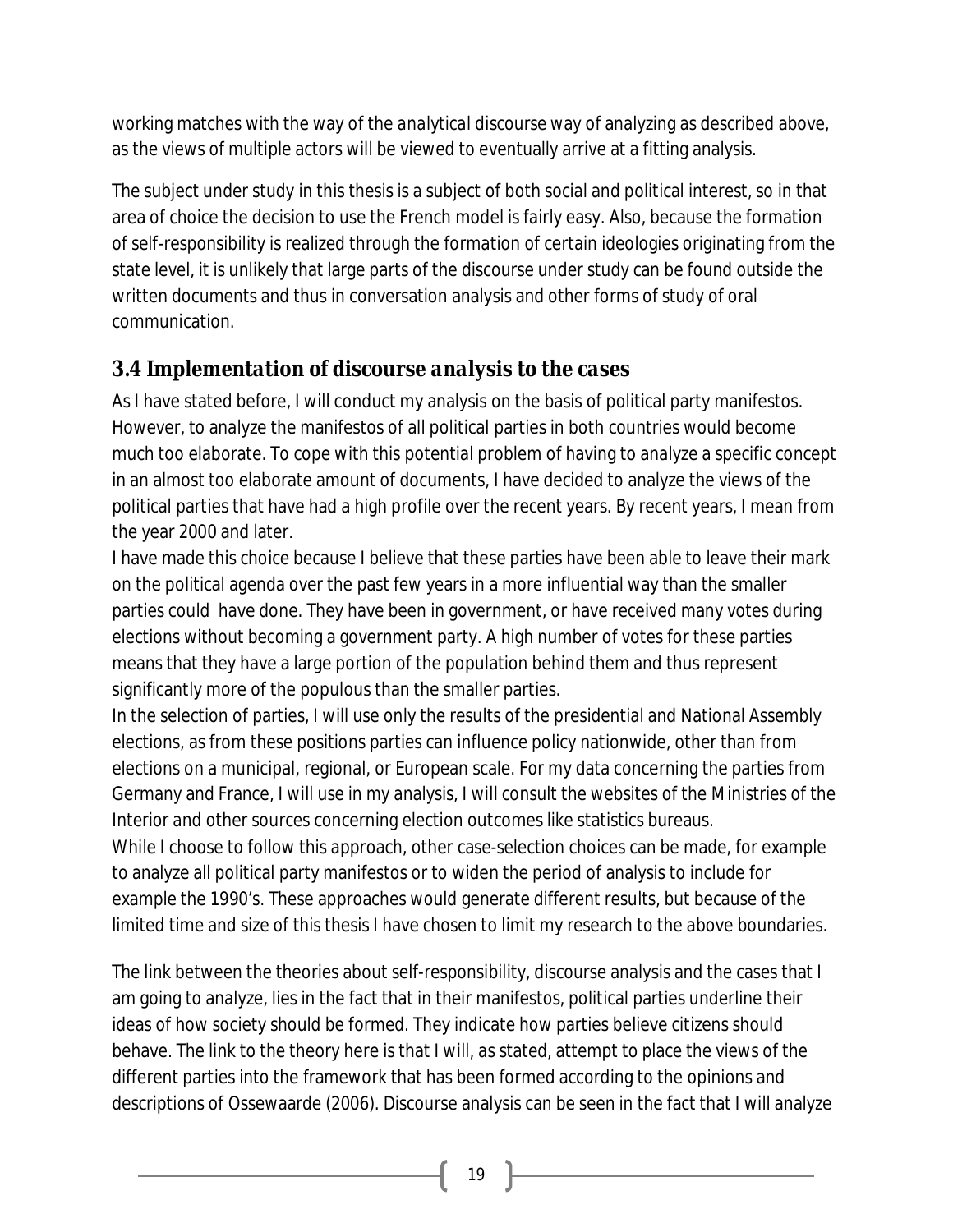working matches with the way of the analytical discourse way of analyzing as described above, as the views of multiple actors will be viewed to eventually arrive at a fitting analysis.

The subject under study in this thesis is a subject of both social and political interest, so in that area of choice the decision to use the French model is fairly easy. Also, because the formation of self-responsibility is realized through the formation of certain ideologies originating from the state level, it is unlikely that large parts of the discourse under study can be found outside the written documents and thus in conversation analysis and other forms of study of oral communication.

### 3.4 Implementation of discourse analysis to the cases

As I have stated before, I will conduct my analysis on the basis of political party manifestos. However, to analyze the manifestos of all political parties in both countries would become much too elaborate. To cope with this potential problem of having to analyze a specific concept in an almost too elaborate amount of documents, I have decided to analyze the views of the political parties that have had a high profile over the recent years. By recent years, I mean from the year 2000 and later.

I have made this choice because I believe that these parties have been able to leave their mark on the political agenda over the past few years in a more influential way than the smaller parties could have done. They have been in government, or have received many votes during elections without becoming a government party. A high number of votes for these parties means that they have a large portion of the population behind them and thus represent significantly more of the populous than the smaller parties.

In the selection of parties, I will use only the results of the presidential and National Assembly elections, as from these positions parties can influence policy nationwide, other than from elections on a municipal, regional, or European scale. For my data concerning the parties from Germany and France, I will use in my analysis, I will consult the websites of the Ministries of the Interior and other sources concerning election outcomes like statistics bureaus.

While I choose to follow this approach, other case-selection choices can be made, for example to analyze all political party manifestos or to widen the period of analysis to include for example the 1990's. These approaches would generate different results, but because of the limited time and size of this thesis I have chosen to limit my research to the above boundaries.

The link between the theories about self-responsibility, discourse analysis and the cases that I am going to analyze, lies in the fact that in their manifestos, political parties underline their ideas of how society should be formed. They indicate how parties believe citizens should behave. The link to the theory here is that I will, as stated, attempt to place the views of the different parties into the framework that has been formed according to the opinions and descriptions of Ossewaarde (2006). Discourse analysis can be seen in the fact that I will analyze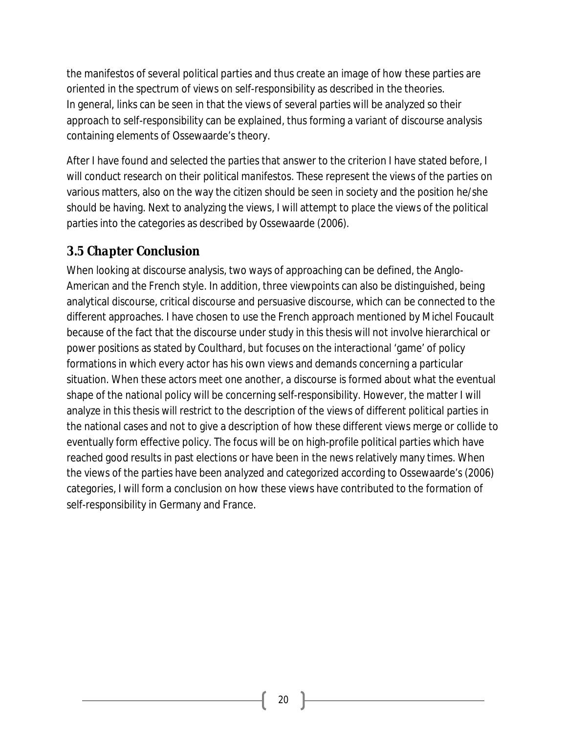the manifestos of several political parties and thus create an image of how these parties are oriented in the spectrum of views on self-responsibility as described in the theories.
In general, links can be seen in that the views of several parties will be analyzed so their approach to self-responsibility can be explained, thus forming a variant of discourse analysis containing elements of Ossewaarde's theory.

After I have found and selected the parties that answer to the criterion I have stated before, I will conduct research on their political manifestos. These represent the views of the parties on various matters, also on the way the citizen should be seen in society and the position he/she should be having. Next to analyzing the views, I will attempt to place the views of the political parties into the categories as described by Ossewaarde (2006).

### 3.5 Chapter Conclusion

When looking at discourse analysis, two ways of approaching can be defined, the Anglo-American and the French style. In addition, three viewpoints can also be distinguished, being analytical discourse, critical discourse and persuasive discourse, which can be connected to the different approaches. I have chosen to use the French approach mentioned by Michel Foucault because of the fact that the discourse under study in this thesis will not involve hierarchical or power positions as stated by Coulthard, but focuses on the interactional 'game' of policy formations in which every actor has his own views and demands concerning a particular situation. When these actors meet one another, a discourse is formed about what the eventual shape of the national policy will be concerning self-responsibility. However, the matter I will analyze in this thesis will restrict to the description of the views of different political parties in the national cases and not to give a description of how these different views merge or collide to eventually form effective policy. The focus will be on high-profile political parties which have reached good results in past elections or have been in the news relatively many times. When the views of the parties have been analyzed and categorized according to Ossewaarde's (2006) categories, I will form a conclusion on how these views have contributed to the formation of self-responsibility in Germany and France.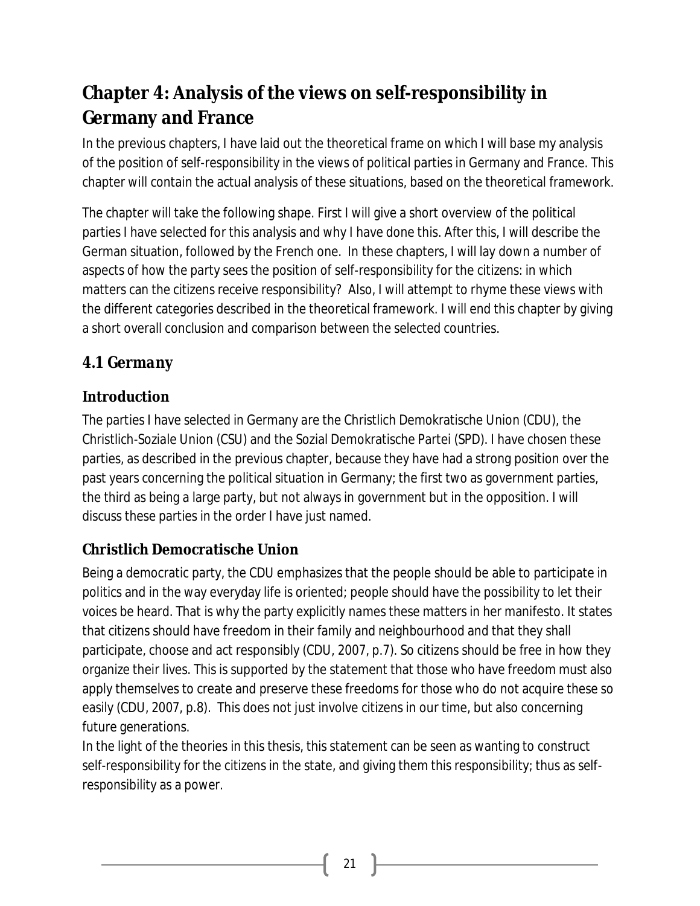# Chapter 4: Analysis of the views on self-responsibility in Germany and France

In the previous chapters, I have laid out the theoretical frame on which I will base my analysis of the position of self-responsibility in the views of political parties in Germany and France. This chapter will contain the actual analysis of these situations, based on the theoretical framework.

The chapter will take the following shape. First I will give a short overview of the political parties I have selected for this analysis and why I have done this. After this, I will describe the German situation, followed by the French one. In these chapters, I will lay down a number of aspects of how the party sees the position of self-responsibility for the citizens: in which matters can the citizens receive responsibility? Also, I will attempt to rhyme these views with the different categories described in the theoretical framework. I will end this chapter by giving a short overall conclusion and comparison between the selected countries.

## *4.1 Germany*

### Introduction

The parties I have selected in Germany are the Christlich Demokratische Union (CDU), the Christlich-Soziale Union (CSU) and the Sozial Demokratische Partei (SPD). I have chosen these parties, as described in the previous chapter, because they have had a strong position over the past years concerning the political situation in Germany; the first two as government parties, the third as being a large party, but not always in government but in the opposition. I will discuss these parties in the order I have just named.

### Christlich Democratische Union

Being a democratic party, the CDU emphasizes that the people should be able to participate in politics and in the way everyday life is oriented; people should have the possibility to let their voices be heard. That is why the party explicitly names these matters in her manifesto. It states that citizens should have freedom in their family and neighbourhood and that they shall participate, choose and act responsibly (CDU, 2007, p.7). So citizens should be free in how they organize their lives. This is supported by the statement that those who have freedom must also apply themselves to create and preserve these freedoms for those who do not acquire these so easily (CDU, 2007, p.8). This does not just involve citizens in our time, but also concerning future generations.
In the light of the theories in this thesis, this statement can be seen as wanting to construct self-responsibility for the citizens in the state, and giving them this responsibility; thus as self-responsibility as a power.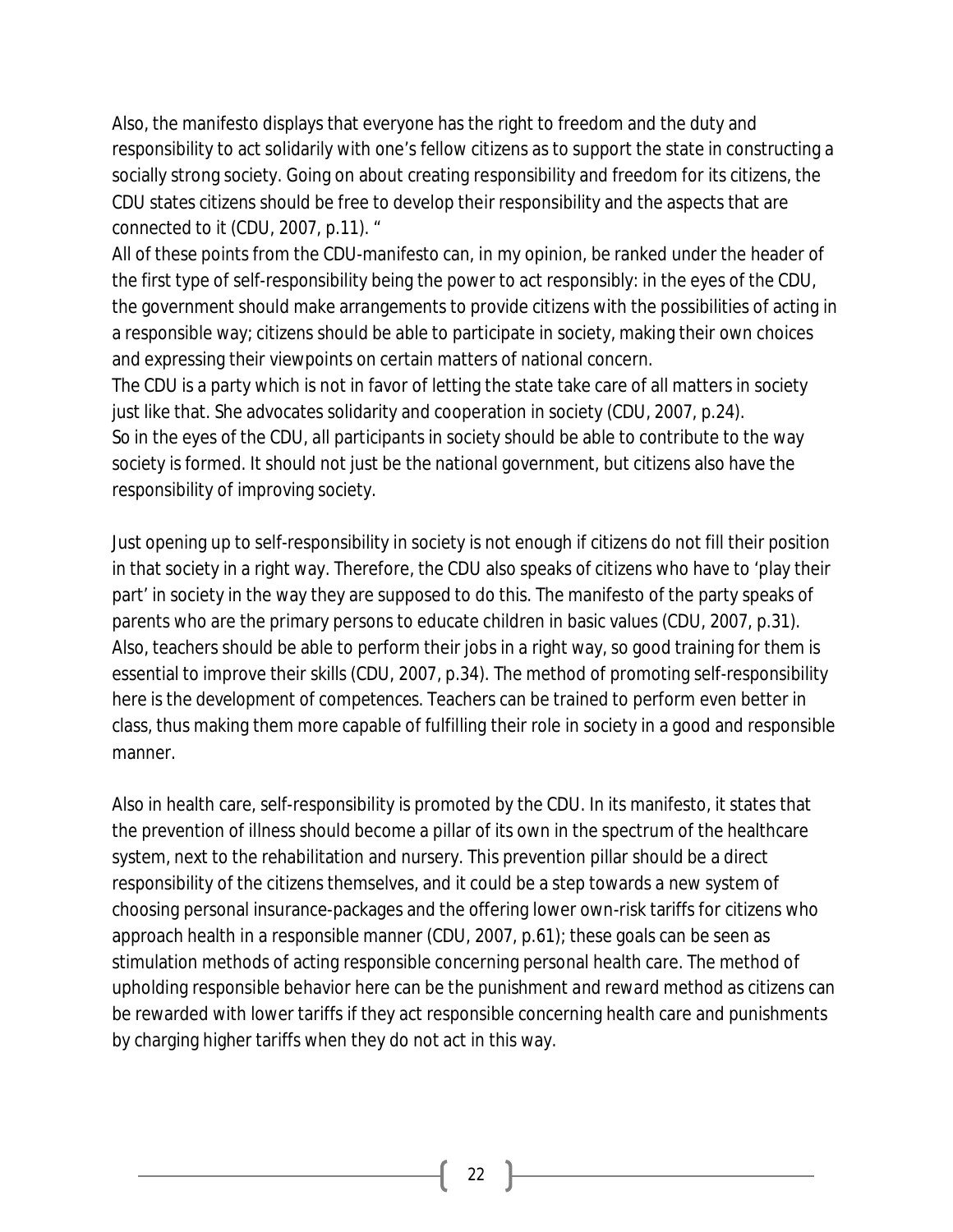Also, the manifesto displays that everyone has the right to freedom and the duty and responsibility to act solidarily with one's fellow citizens as to support the state in constructing a socially strong society. Going on about creating responsibility and freedom for its citizens, the CDU states citizens should be free to develop their responsibility and the aspects that are connected to it (CDU, 2007, p.11). "

All of these points from the CDU-manifesto can, in my opinion, be ranked under the header of the first type of self-responsibility being the power to act responsibly: in the eyes of the CDU, the government should make arrangements to provide citizens with the possibilities of acting in a responsible way; citizens should be able to participate in society, making their own choices and expressing their viewpoints on certain matters of national concern.

The CDU is a party which is not in favor of letting the state take care of all matters in society just like that. She advocates solidarity and cooperation in society (CDU, 2007, p.24).

So in the eyes of the CDU, all participants in society should be able to contribute to the way society is formed. It should not just be the national government, but citizens also have the responsibility of improving society.

Just opening up to self-responsibility in society is not enough if citizens do not fill their position in that society in a right way. Therefore, the CDU also speaks of citizens who have to 'play their part' in society in the way they are supposed to do this. The manifesto of the party speaks of parents who are the primary persons to educate children in basic values (CDU, 2007, p.31). Also, teachers should be able to perform their jobs in a right way, so good training for them is essential to improve their skills (CDU, 2007, p.34). The method of promoting self-responsibility here is the development of competences. Teachers can be trained to perform even better in class, thus making them more capable of fulfilling their role in society in a good and responsible manner.

Also in health care, self-responsibility is promoted by the CDU. In its manifesto, it states that the prevention of illness should become a pillar of its own in the spectrum of the healthcare system, next to the rehabilitation and nursery. This prevention pillar should be a direct responsibility of the citizens themselves, and it could be a step towards a new system of choosing personal insurance-packages and the offering lower own-risk tariffs for citizens who approach health in a responsible manner (CDU, 2007, p.61); these goals can be seen as stimulation methods of acting responsible concerning personal health care. The method of upholding responsible behavior here can be the punishment and reward method as citizens can be rewarded with lower tariffs if they act responsible concerning health care and punishments by charging higher tariffs when they do not act in this way.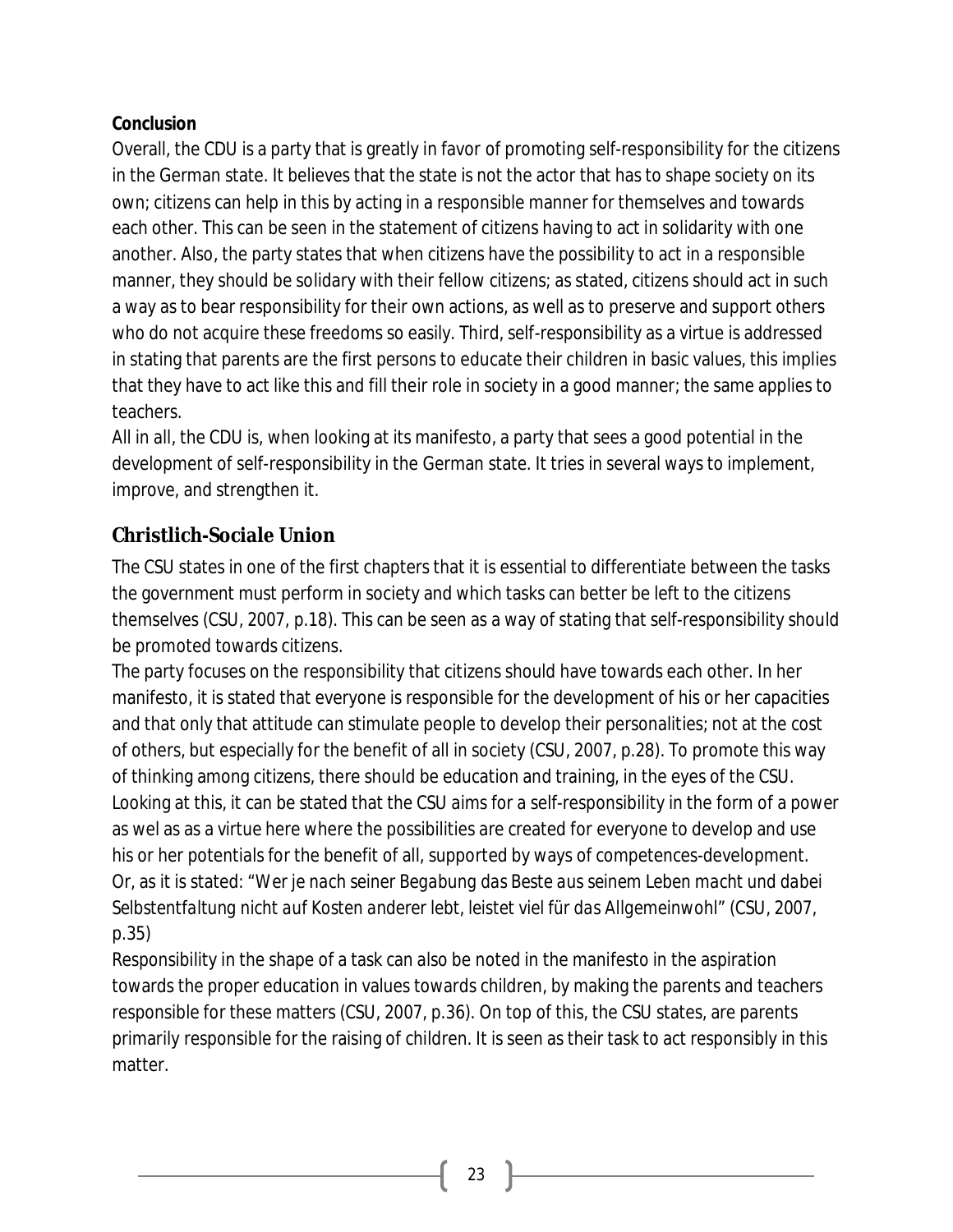**Conclusion**

Overall, the CDU is a party that is greatly in favor of promoting self-responsibility for the citizens in the German state. It believes that the state is not the actor that has to shape society on its own; citizens can help in this by acting in a responsible manner for themselves and towards each other. This can be seen in the statement of citizens having to act in solidarity with one another. Also, the party states that when citizens have the possibility to act in a responsible manner, they should be solidary with their fellow citizens; as stated, citizens should act in such a way as to bear responsibility for their own actions, as well as to preserve and support others who do not acquire these freedoms so easily. Third, self-responsibility as a virtue is addressed in stating that parents are the first persons to educate their children in basic values, this implies that they have to act like this and fill their role in society in a good manner; the same applies to teachers.

All in all, the CDU is, when looking at its manifesto, a party that sees a good potential in the development of self-responsibility in the German state. It tries in several ways to implement, improve, and strengthen it.

## Christlich-Sociale Union

The CSU states in one of the first chapters that it is essential to differentiate between the tasks the government must perform in society and which tasks can better be left to the citizens themselves (CSU, 2007, p.18). This can be seen as a way of stating that self-responsibility should be promoted towards citizens.

The party focuses on the responsibility that citizens should have towards each other. In her manifesto, it is stated that everyone is responsible for the development of his or her capacities and that only that attitude can stimulate people to develop their personalities; not at the cost of others, but especially for the benefit of all in society (CSU, 2007, p.28). To promote this way of thinking among citizens, there should be education and training, in the eyes of the CSU. Looking at this, it can be stated that the CSU aims for a self-responsibility in the form of a power as wel as as a virtue here where the possibilities are created for everyone to develop and use his or her potentials for the benefit of all, supported by ways of competences-development. Or, as it is stated: "*Wer je nach seiner Begabung das Beste aus seinem Leben macht und dabei Selbstentfaltung nicht auf Kosten anderer lebt, leistet viel für das Allgemeinwohl*" (CSU, 2007, p.35)

Responsibility in the shape of a task can also be noted in the manifesto in the aspiration towards the proper education in values towards children, by making the parents and teachers responsible for these matters (CSU, 2007, p.36). On top of this, the CSU states, are parents primarily responsible for the raising of children. It is seen as their task to act responsibly in this matter.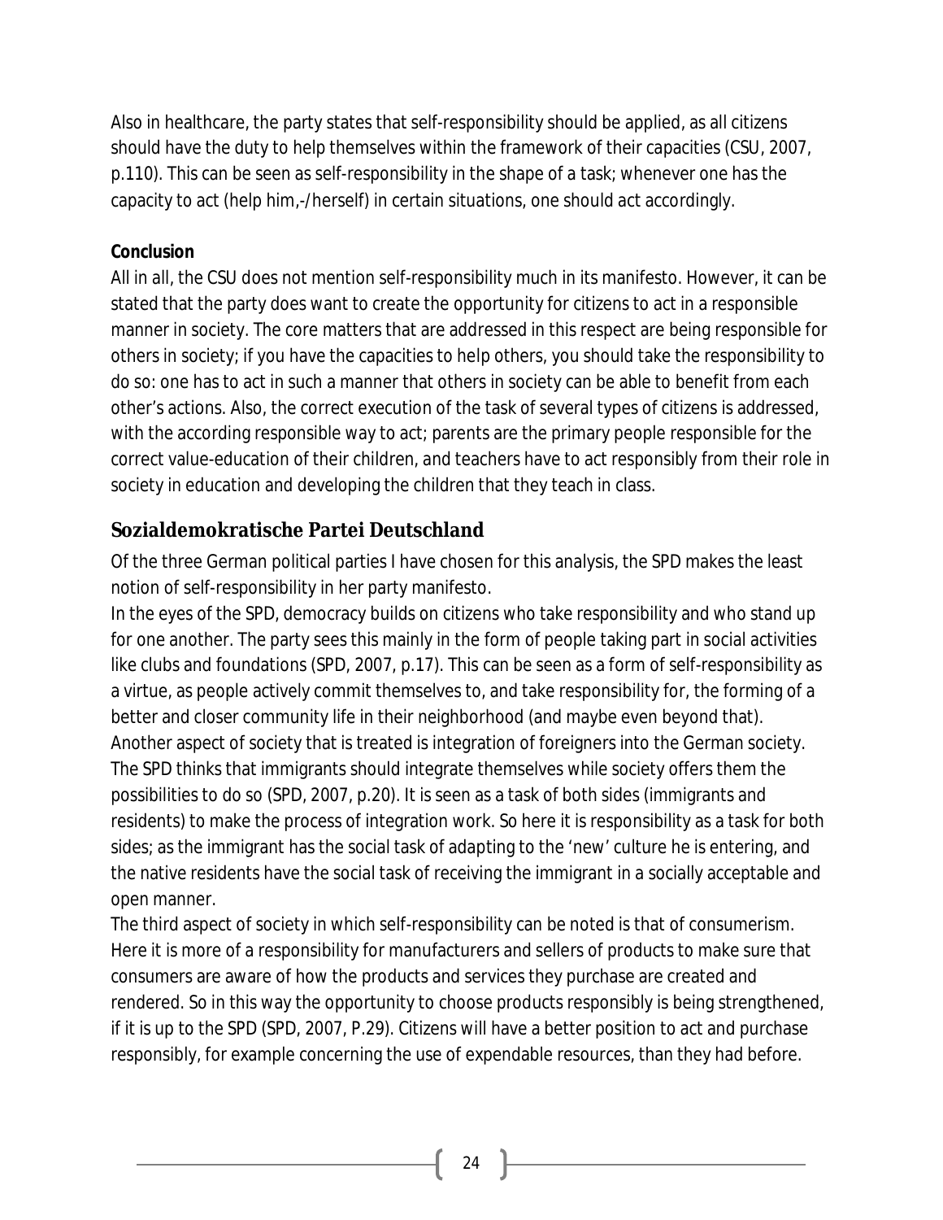Also in healthcare, the party states that self-responsibility should be applied, as all citizens should have the duty to help themselves within the framework of their capacities (CSU, 2007, p.110). This can be seen as self-responsibility in the shape of a task; whenever one has the capacity to act (help him,-/herself) in certain situations, one should act accordingly.

**Conclusion**

All in all, the CSU does not mention self-responsibility much in its manifesto. However, it can be stated that the party does want to create the opportunity for citizens to act in a responsible manner in society. The core matters that are addressed in this respect are being responsible for others in society; if you have the capacities to help others, you should take the responsibility to do so: one has to act in such a manner that others in society can be able to benefit from each other's actions. Also, the correct execution of the task of several types of citizens is addressed, with the according responsible way to act; parents are the primary people responsible for the correct value-education of their children, and teachers have to act responsibly from their role in society in education and developing the children that they teach in class.

## Sozialdemokratische Partei Deutschland

Of the three German political parties I have chosen for this analysis, the SPD makes the least notion of self-responsibility in her party manifesto.

In the eyes of the SPD, democracy builds on citizens who take responsibility and who stand up for one another. The party sees this mainly in the form of people taking part in social activities like clubs and foundations (SPD, 2007, p.17). This can be seen as a form of self-responsibility as a virtue, as people actively commit themselves to, and take responsibility for, the forming of a better and closer community life in their neighborhood (and maybe even beyond that).

Another aspect of society that is treated is integration of foreigners into the German society. The SPD thinks that immigrants should integrate themselves while society offers them the possibilities to do so (SPD, 2007, p.20). It is seen as a task of both sides (immigrants and residents) to make the process of integration work. So here it is responsibility as a task for both sides; as the immigrant has the social task of adapting to the 'new' culture he is entering, and the native residents have the social task of receiving the immigrant in a socially acceptable and open manner.

The third aspect of society in which self-responsibility can be noted is that of consumerism. Here it is more of a responsibility for manufacturers and sellers of products to make sure that consumers are aware of how the products and services they purchase are created and rendered. So in this way the opportunity to choose products responsibly is being strengthened, if it is up to the SPD (SPD, 2007, P.29). Citizens will have a better position to act and purchase responsibly, for example concerning the use of expendable resources, than they had before.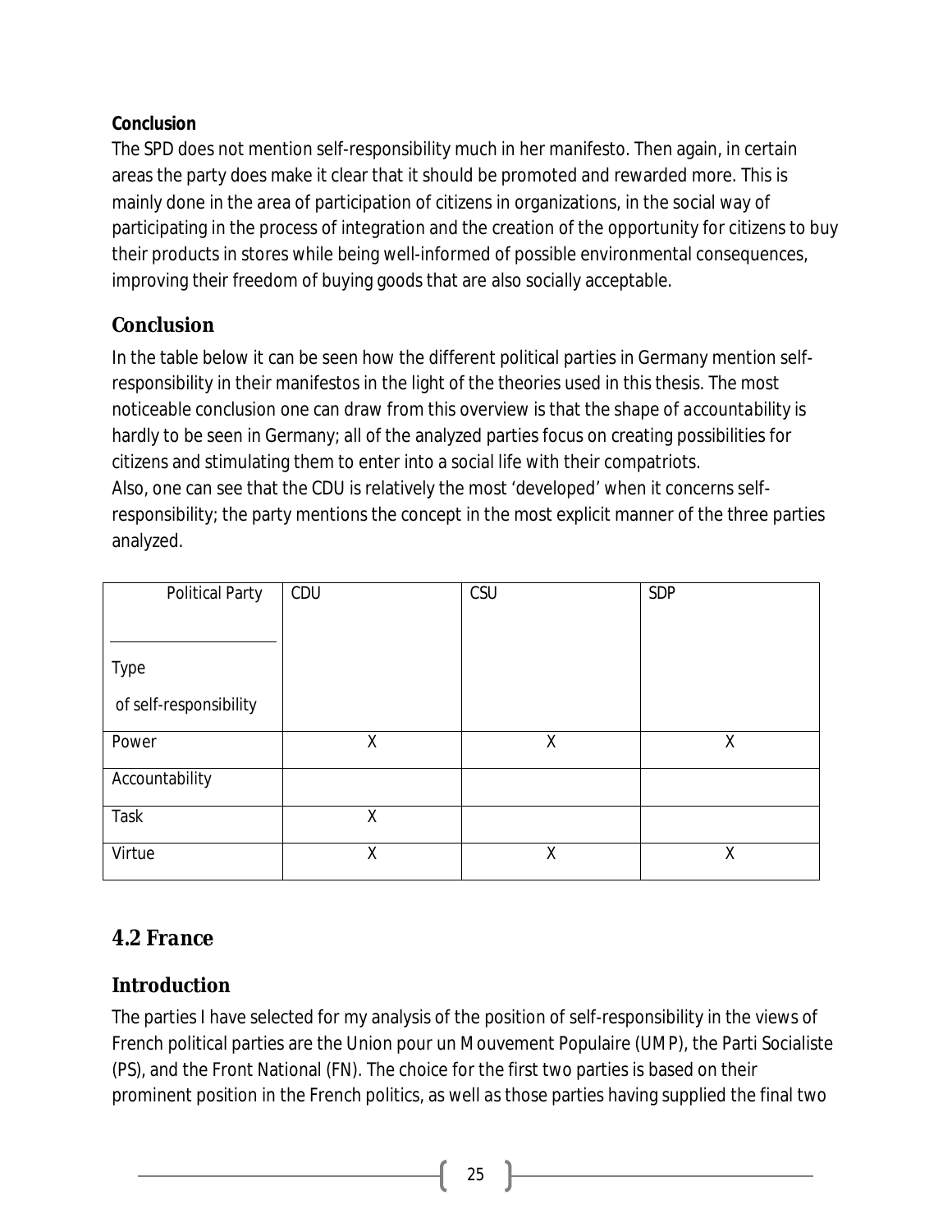**Conclusion**

The SPD does not mention self-responsibility much in her manifesto. Then again, in certain areas the party does make it clear that it should be promoted and rewarded more. This is mainly done in the area of participation of citizens in organizations, in the social way of participating in the process of integration and the creation of the opportunity for citizens to buy their products in stores while being well-informed of possible environmental consequences, improving their freedom of buying goods that are also socially acceptable.

## Conclusion

In the table below it can be seen how the different political parties in Germany mention self-responsibility in their manifestos in the light of the theories used in this thesis. The most noticeable conclusion one can draw from this overview is that the shape of accountability is hardly to be seen in Germany; all of the analyzed parties focus on creating possibilities for citizens and stimulating them to enter into a social life with their compatriots.
Also, one can see that the CDU is relatively the most 'developed' when it concerns self-responsibility; the party mentions the concept in the most explicit manner of the three parties analyzed.

| Political Party / Type of self-responsibility | CDU | CSU | SDP |
|---|---|---|---|
| Power | X | X | X |
| Accountability | | | |
| Task | X | | |
| Virtue | X | X | X |

## 4.2 France

## Introduction

The parties I have selected for my analysis of the position of self-responsibility in the views of French political parties are the Union pour un Mouvement Populaire (UMP), the Parti Socialiste (PS), and the Front National (FN). The choice for the first two parties is based on their prominent position in the French politics, as well as those parties having supplied the final two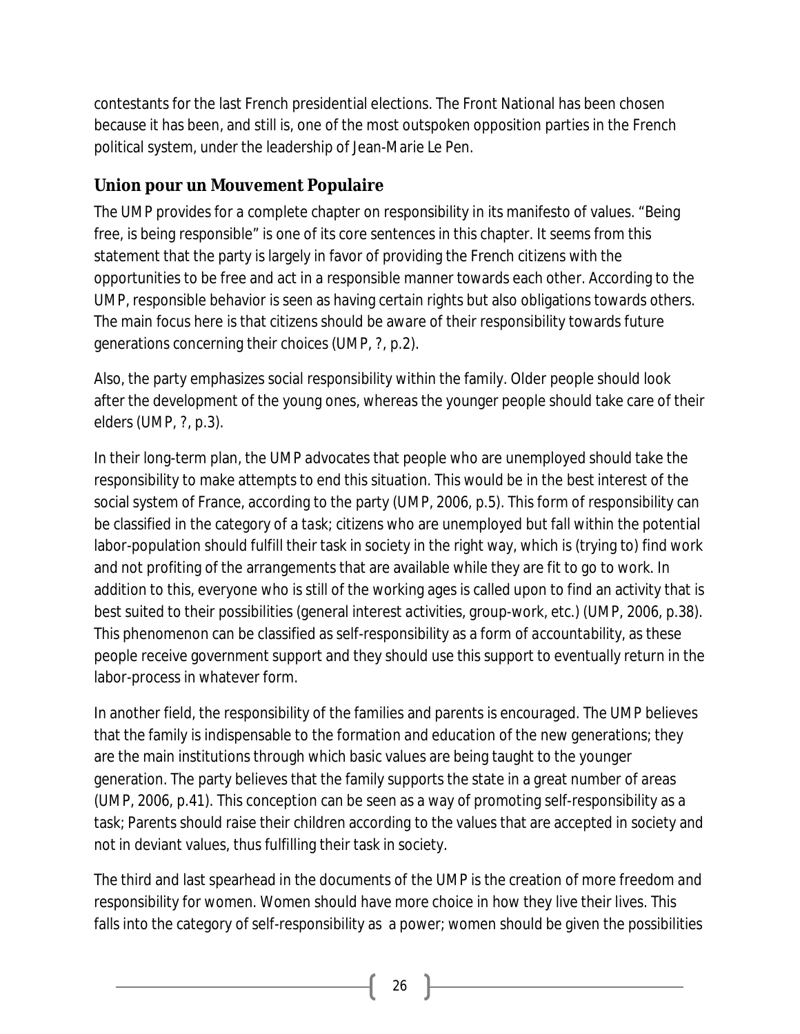contestants for the last French presidential elections. The Front National has been chosen because it has been, and still is, one of the most outspoken opposition parties in the French political system, under the leadership of Jean-Marie Le Pen.

### Union pour un Mouvement Populaire

The UMP provides for a complete chapter on responsibility in its manifesto of values. "Being free, is being responsible" is one of its core sentences in this chapter. It seems from this statement that the party is largely in favor of providing the French citizens with the opportunities to be free and act in a responsible manner towards each other. According to the UMP, responsible behavior is seen as having certain rights but also obligations towards others. The main focus here is that citizens should be aware of their responsibility towards future generations concerning their choices (UMP, ?, p.2).

Also, the party emphasizes social responsibility within the family. Older people should look after the development of the young ones, whereas the younger people should take care of their elders (UMP, ?, p.3).

In their long-term plan, the UMP advocates that people who are unemployed should take the responsibility to make attempts to end this situation. This would be in the best interest of the social system of France, according to the party (UMP, 2006, p.5). This form of responsibility can be classified in the category of a *task*; citizens who are unemployed but fall within the potential labor-population should fulfill their task in society in the right way, which is (trying to) find work and not profiting of the arrangements that are available while they are fit to go to work. In addition to this, everyone who is still of the working ages is called upon to find an activity that is best suited to their possibilities (general interest activities, group-work, etc.) (UMP, 2006, p.38). This phenomenon can be classified as self-responsibility as a form of *accountability*, as these people receive government support and they should use this support to eventually return in the labor-process in whatever form.

In another field, the responsibility of the families and parents is encouraged. The UMP believes that the family is indispensable to the formation and education of the new generations; they are the main institutions through which basic values are being taught to the younger generation. The party believes that the family supports the state in a great number of areas (UMP, 2006, p.41). This conception can be seen as a way of promoting self-responsibility as a *task*; Parents should raise their children according to the values that are accepted in society and not in deviant values, thus fulfilling their task in society.

The third and last spearhead in the documents of the UMP is the creation of more freedom and responsibility for women. Women should have more choice in how they live their lives. This falls into the category of self-responsibility as a *power*; women should be given the possibilities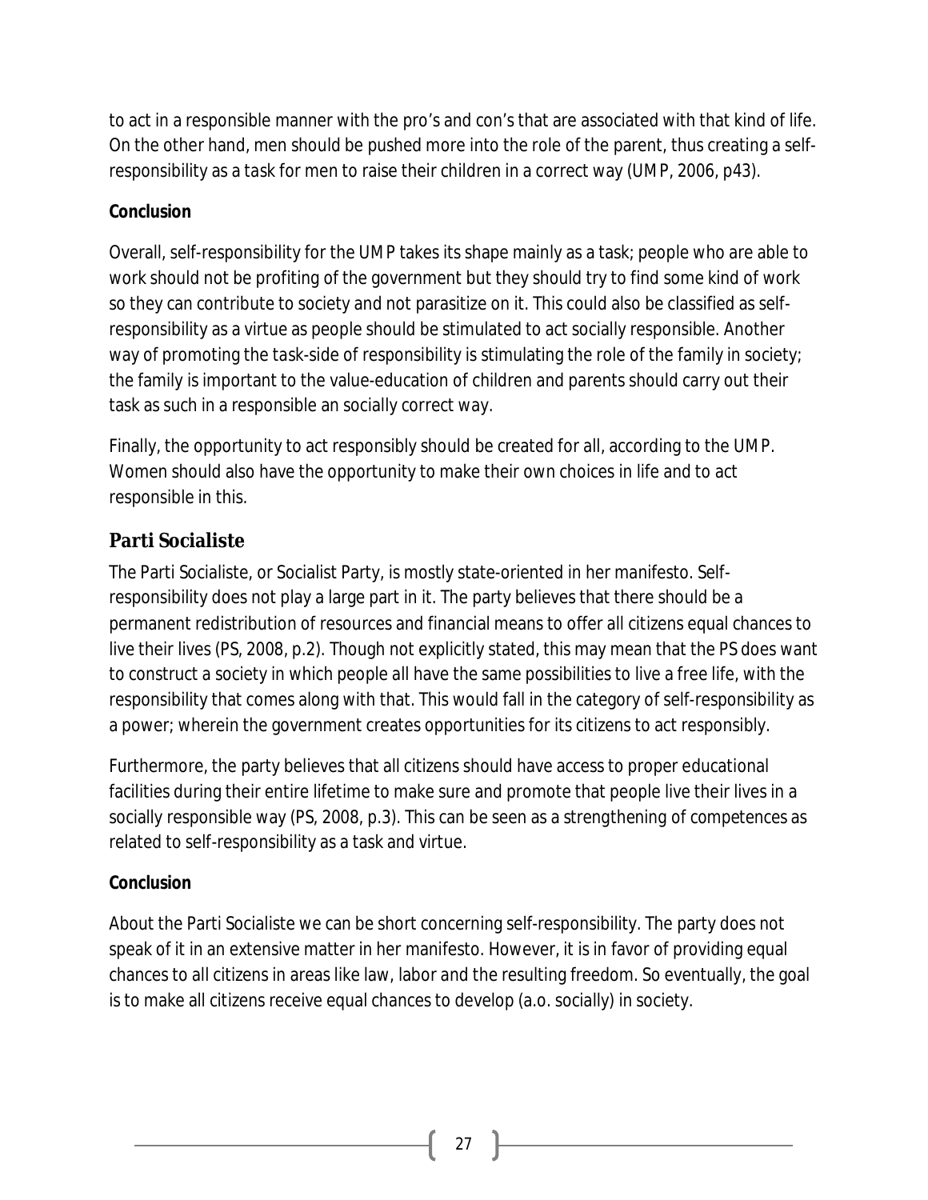to act in a responsible manner with the pro's and con's that are associated with that kind of life. On the other hand, men should be pushed more into the role of the parent, thus creating a self-responsibility as a task for men to raise their children in a correct way (UMP, 2006, p43).

**Conclusion**

Overall, self-responsibility for the UMP takes its shape mainly as a task; people who are able to work should not be profiting of the government but they should try to find some kind of work so they can contribute to society and not parasitize on it. This could also be classified as self-responsibility as a virtue as people should be stimulated to act socially responsible. Another way of promoting the task-side of responsibility is stimulating the role of the family in society; the family is important to the value-education of children and parents should carry out their task as such in a responsible an socially correct way.

Finally, the opportunity to act responsibly should be created for all, according to the UMP. Women should also have the opportunity to make their own choices in life and to act responsible in this.

### Parti Socialiste

The Parti Socialiste, or Socialist Party, is mostly state-oriented in her manifesto. Self-responsibility does not play a large part in it. The party believes that there should be a permanent redistribution of resources and financial means to offer all citizens equal chances to live their lives (PS, 2008, p.2). Though not explicitly stated, this may mean that the PS does want to construct a society in which people all have the same possibilities to live a free life, with the responsibility that comes along with that. This would fall in the category of self-responsibility as a power; wherein the government creates opportunities for its citizens to act responsibly.

Furthermore, the party believes that all citizens should have access to proper educational facilities during their entire lifetime to make sure and promote that people live their lives in a socially responsible way (PS, 2008, p.3). This can be seen as a strengthening of competences as related to self-responsibility as a task and virtue.

**Conclusion**

About the Parti Socialiste we can be short concerning self-responsibility. The party does not speak of it in an extensive matter in her manifesto. However, it is in favor of providing equal chances to all citizens in areas like law, labor and the resulting freedom. So eventually, the goal is to make all citizens receive equal chances to develop (a.o. socially) in society.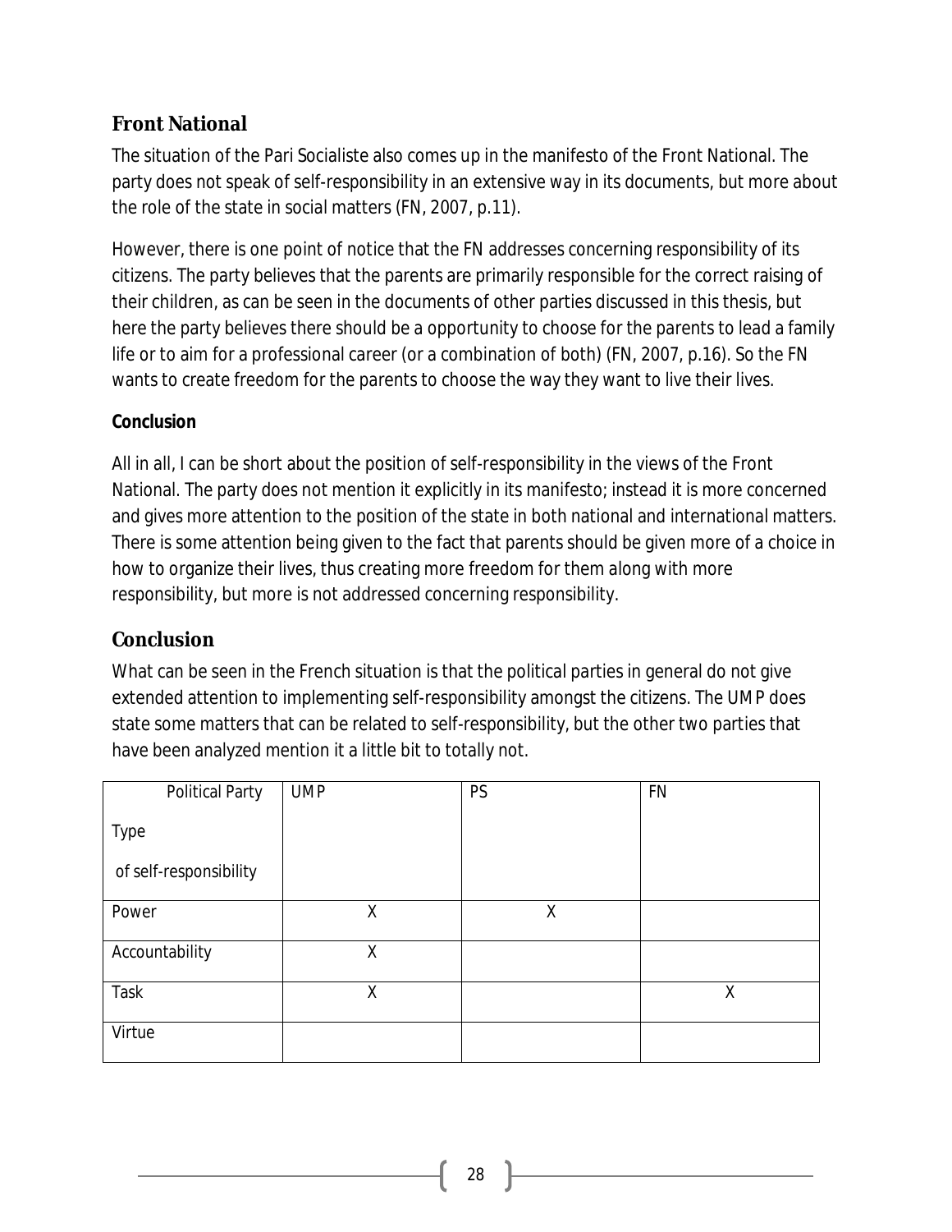## Front National

The situation of the Pari Socialiste also comes up in the manifesto of the Front National. The party does not speak of self-responsibility in an extensive way in its documents, but more about the role of the state in social matters (FN, 2007, p.11).

However, there is one point of notice that the FN addresses concerning responsibility of its citizens. The party believes that the parents are primarily responsible for the correct raising of their children, as can be seen in the documents of other parties discussed in this thesis, but here the party believes there should be a opportunity to choose for the parents to lead a family life or to aim for a professional career (or a combination of both) (FN, 2007, p.16). So the FN wants to create freedom for the parents to choose the way they want to live their lives.

**Conclusion**

All in all, I can be short about the position of self-responsibility in the views of the Front National. The party does not mention it explicitly in its manifesto; instead it is more concerned and gives more attention to the position of the state in both national and international matters. There is some attention being given to the fact that parents should be given more of a choice in how to organize their lives, thus creating more freedom for them along with more responsibility, but more is not addressed concerning responsibility.

## Conclusion

What can be seen in the French situation is that the political parties in general do not give extended attention to implementing self-responsibility amongst the citizens. The UMP does state some matters that can be related to self-responsibility, but the other two parties that have been analyzed mention it a little bit to totally not.

| Political Party<br>Type<br>of self-responsibility | UMP | PS | FN |
|---|---|---|---|
| Power | X | X | |
| Accountability | X | | |
| Task | X | | X |
| Virtue | | | |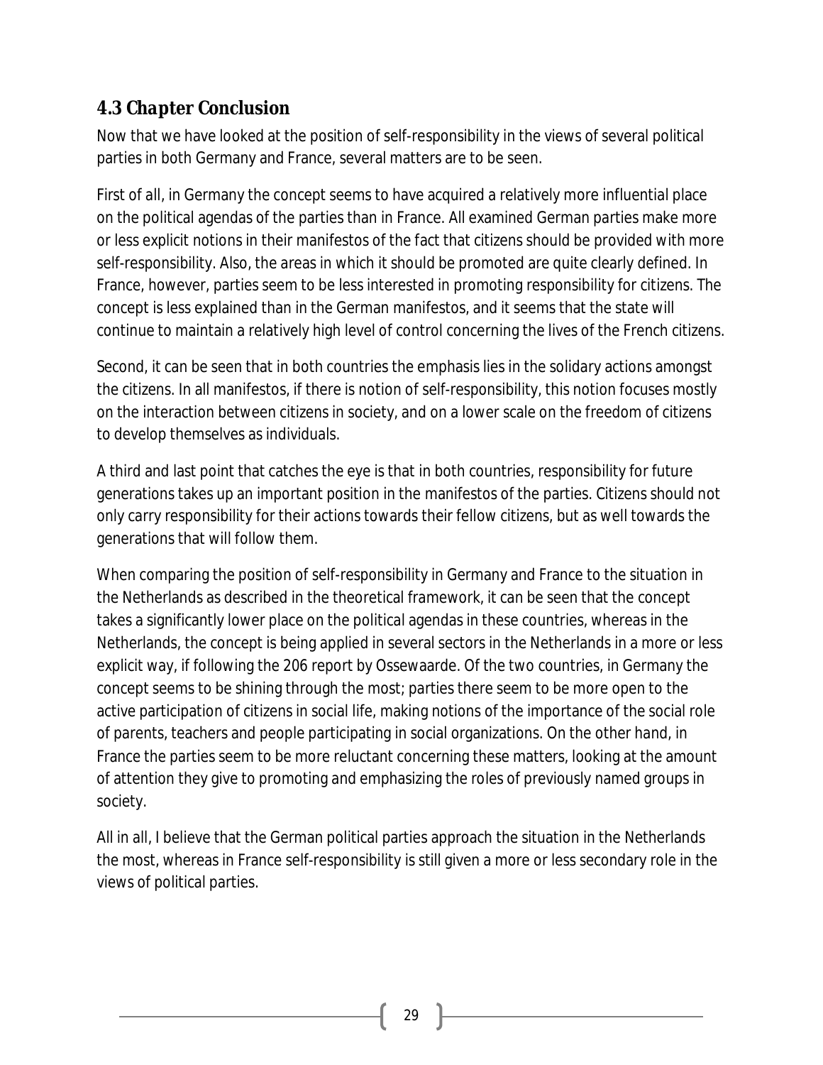### 4.3 Chapter Conclusion

Now that we have looked at the position of self-responsibility in the views of several political parties in both Germany and France, several matters are to be seen.

First of all, in Germany the concept seems to have acquired a relatively more influential place on the political agendas of the parties than in France. All examined German parties make more or less explicit notions in their manifestos of the fact that citizens should be provided with more self-responsibility. Also, the areas in which it should be promoted are quite clearly defined. In France, however, parties seem to be less interested in promoting responsibility for citizens. The concept is less explained than in the German manifestos, and it seems that the state will continue to maintain a relatively high level of control concerning the lives of the French citizens.

Second, it can be seen that in both countries the emphasis lies in the solidary actions amongst the citizens. In all manifestos, if there is notion of self-responsibility, this notion focuses mostly on the interaction between citizens in society, and on a lower scale on the freedom of citizens to develop themselves as individuals.

A third and last point that catches the eye is that in both countries, responsibility for future generations takes up an important position in the manifestos of the parties. Citizens should not only carry responsibility for their actions towards their fellow citizens, but as well towards the generations that will follow them.

When comparing the position of self-responsibility in Germany and France to the situation in the Netherlands as described in the theoretical framework, it can be seen that the concept takes a significantly lower place on the political agendas in these countries, whereas in the Netherlands, the concept is being applied in several sectors in the Netherlands in a more or less explicit way, if following the 206 report by Ossewaarde. Of the two countries, in Germany the concept seems to be shining through the most; parties there seem to be more open to the active participation of citizens in social life, making notions of the importance of the social role of parents, teachers and people participating in social organizations. On the other hand, in France the parties seem to be more reluctant concerning these matters, looking at the amount of attention they give to promoting and emphasizing the roles of previously named groups in society.

All in all, I believe that the German political parties approach the situation in the Netherlands the most, whereas in France self-responsibility is still given a more or less secondary role in the views of political parties.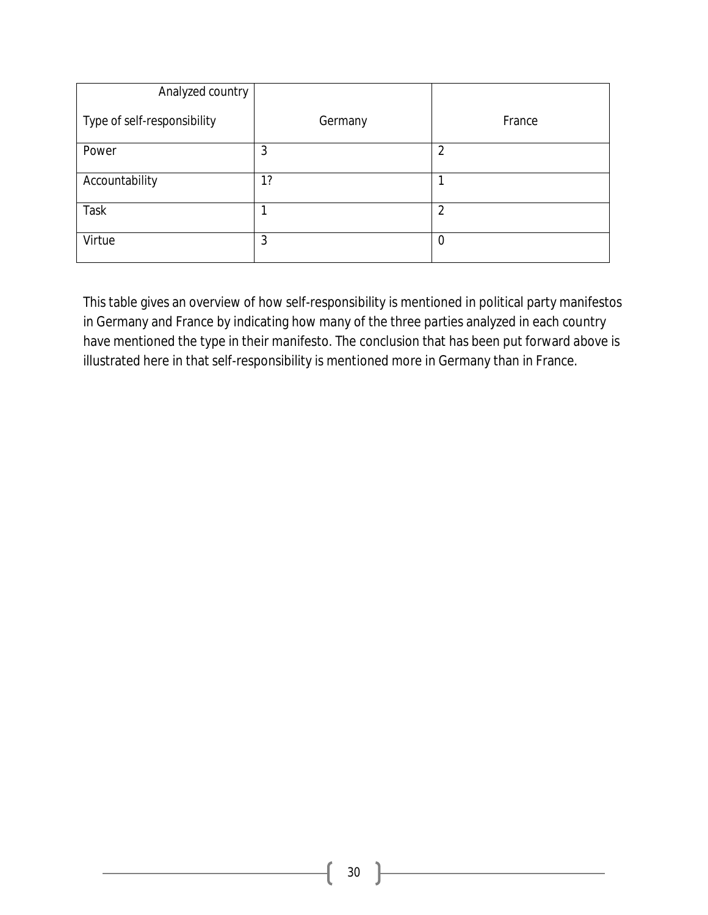| Analyzed country<br><br>Type of self-responsibility | Germany | France |
|---|---|---|
| Power | 3 | 2 |
| Accountability | 1? | 1 |
| Task | 1 | 2 |
| Virtue | 3 | 0 |

This table gives an overview of how self-responsibility is mentioned in political party manifestos in Germany and France by indicating how many of the three parties analyzed in each country have mentioned the type in their manifesto. The conclusion that has been put forward above is illustrated here in that self-responsibility is mentioned more in Germany than in France.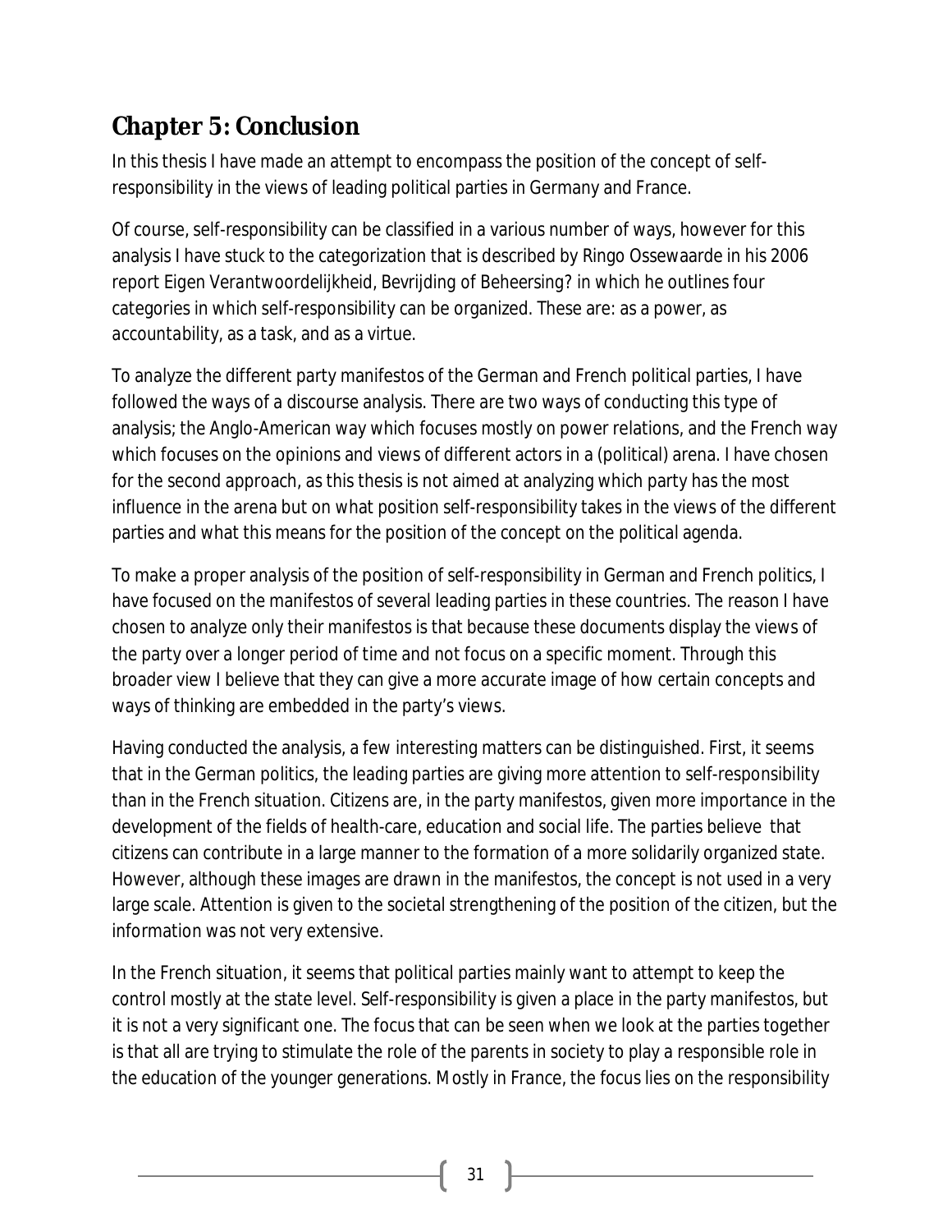## Chapter 5: Conclusion

In this thesis I have made an attempt to encompass the position of the concept of self-responsibility in the views of leading political parties in Germany and France.

Of course, self-responsibility can be classified in a various number of ways, however for this analysis I have stuck to the categorization that is described by Ringo Ossewaarde in his 2006 report Eigen Verantwoordelijkheid, Bevrijding of Beheersing? in which he outlines four categories in which self-responsibility can be organized. These are: as a power, as accountability, as a task, and as a virtue.

To analyze the different party manifestos of the German and French political parties, I have followed the ways of a discourse analysis. There are two ways of conducting this type of analysis; the Anglo-American way which focuses mostly on power relations, and the French way which focuses on the opinions and views of different actors in a (political) arena. I have chosen for the second approach, as this thesis is not aimed at analyzing which party has the most influence in the arena but on what position self-responsibility takes in the views of the different parties and what this means for the position of the concept on the political agenda.

To make a proper analysis of the position of self-responsibility in German and French politics, I have focused on the manifestos of several leading parties in these countries. The reason I have chosen to analyze only their manifestos is that because these documents display the views of the party over a longer period of time and not focus on a specific moment. Through this broader view I believe that they can give a more accurate image of how certain concepts and ways of thinking are embedded in the party's views.

Having conducted the analysis, a few interesting matters can be distinguished. First, it seems that in the German politics, the leading parties are giving more attention to self-responsibility than in the French situation. Citizens are, in the party manifestos, given more importance in the development of the fields of health-care, education and social life. The parties believe that citizens can contribute in a large manner to the formation of a more solidarily organized state. However, although these images are drawn in the manifestos, the concept is not used in a very large scale. Attention is given to the societal strengthening of the position of the citizen, but the information was not very extensive.

In the French situation, it seems that political parties mainly want to attempt to keep the control mostly at the state level. Self-responsibility is given a place in the party manifestos, but it is not a very significant one. The focus that can be seen when we look at the parties together is that all are trying to stimulate the role of the parents in society to play a responsible role in the education of the younger generations. Mostly in France, the focus lies on the responsibility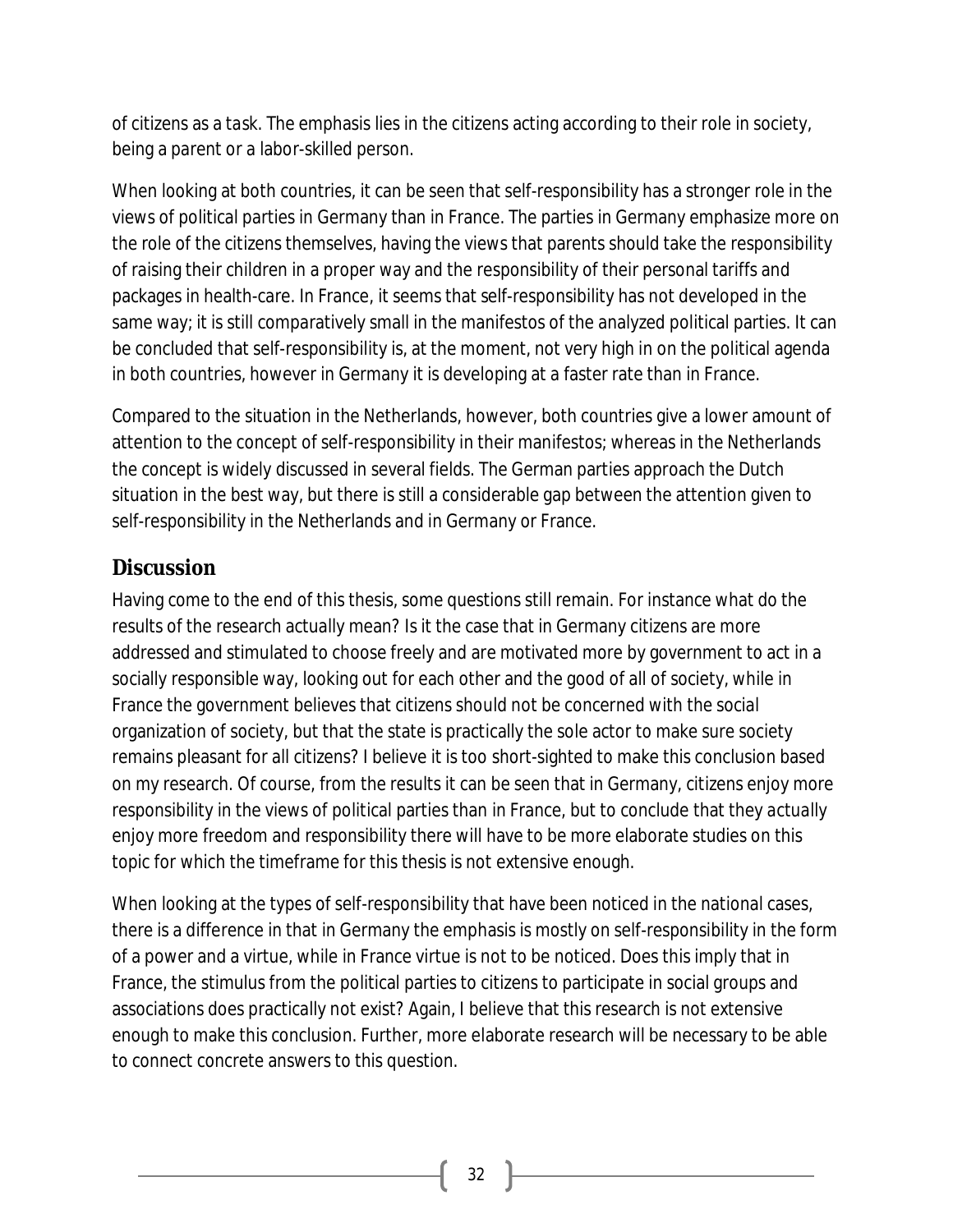of citizens as a task. The emphasis lies in the citizens acting according to their role in society, being a parent or a labor-skilled person.

When looking at both countries, it can be seen that self-responsibility has a stronger role in the views of political parties in Germany than in France. The parties in Germany emphasize more on the role of the citizens themselves, having the views that parents should take the responsibility of raising their children in a proper way and the responsibility of their personal tariffs and packages in health-care. In France, it seems that self-responsibility has not developed in the same way; it is still comparatively small in the manifestos of the analyzed political parties. It can be concluded that self-responsibility is, at the moment, not very high in on the political agenda in both countries, however in Germany it is developing at a faster rate than in France.

Compared to the situation in the Netherlands, however, both countries give a lower amount of attention to the concept of self-responsibility in their manifestos; whereas in the Netherlands the concept is widely discussed in several fields. The German parties approach the Dutch situation in the best way, but there is still a considerable gap between the attention given to self-responsibility in the Netherlands and in Germany or France.

## Discussion

Having come to the end of this thesis, some questions still remain. For instance what do the results of the research actually mean? Is it the case that in Germany citizens are more addressed and stimulated to choose freely and are motivated more by government to act in a socially responsible way, looking out for each other and the good of all of society, while in France the government believes that citizens should not be concerned with the social organization of society, but that the state is practically the sole actor to make sure society remains pleasant for all citizens? I believe it is too short-sighted to make this conclusion based on my research. Of course, from the results it can be seen that in Germany, citizens enjoy more responsibility in the views of political parties than in France, but to conclude that they *actually* enjoy more freedom and responsibility there will have to be more elaborate studies on this topic for which the timeframe for this thesis is not extensive enough.

When looking at the types of self-responsibility that have been noticed in the national cases, there is a difference in that in Germany the emphasis is mostly on self-responsibility in the form of a power and a virtue, while in France virtue is not to be noticed. Does this imply that in France, the stimulus from the political parties to citizens to participate in social groups and associations does practically not exist? Again, I believe that this research is not extensive enough to make this conclusion. Further, more elaborate research will be necessary to be able to connect concrete answers to this question.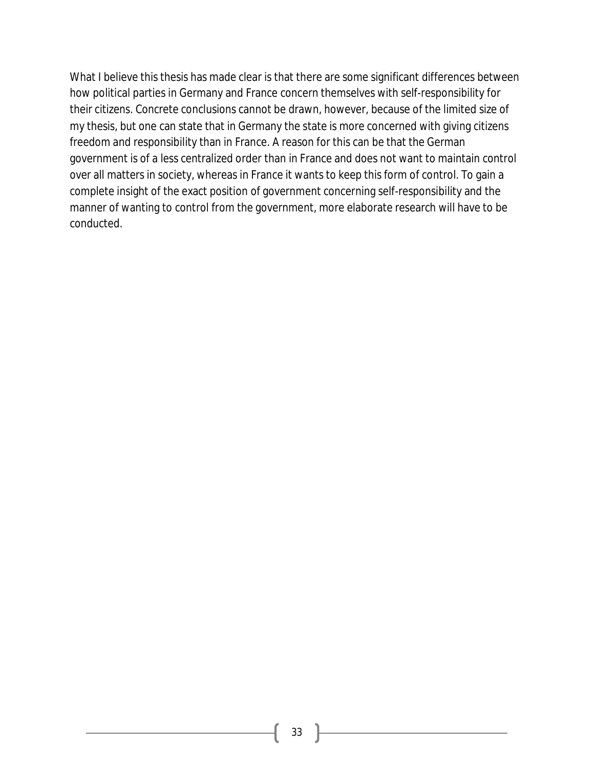What I believe this thesis has made clear is that there are some significant differences between how political parties in Germany and France concern themselves with self-responsibility for their citizens. Concrete conclusions cannot be drawn, however, because of the limited size of my thesis, but one can state that in Germany the state is more concerned with giving citizens freedom and responsibility than in France. A reason for this can be that the German government is of a less centralized order than in France and does not want to maintain control over all matters in society, whereas in France it wants to keep this form of control. To gain a complete insight of the exact position of government concerning self-responsibility and the manner of wanting to control from the government, more elaborate research will have to be conducted.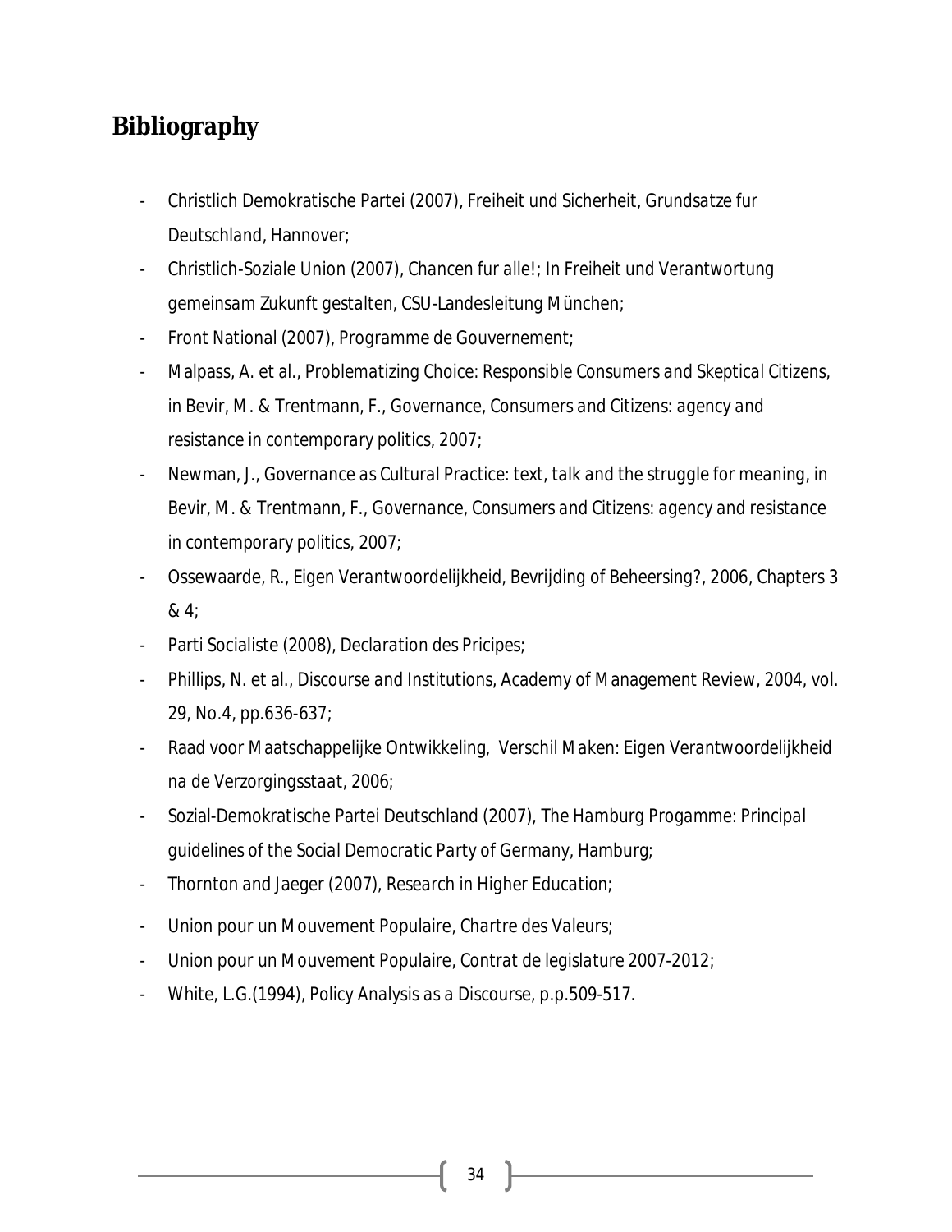# Bibliography

- Christlich Demokratische Partei (2007), Freiheit und Sicherheit, Grundsatze fur Deutschland, Hannover;
- Christlich-Soziale Union (2007), Chancen fur alle!; In Freiheit und Verantwortung gemeinsam Zukunft gestalten, CSU-Landesleitung München;
- Front National (2007), Programme de Gouvernement;
- Malpass, A. et al., Problematizing Choice: Responsible Consumers and Skeptical Citizens, in Bevir, M. & Trentmann, F., Governance, Consumers and Citizens: agency and resistance in contemporary politics, 2007;
- Newman, J., Governance as Cultural Practice: text, talk and the struggle for meaning, in Bevir, M. & Trentmann, F., Governance, Consumers and Citizens: agency and resistance in contemporary politics, 2007;
- Ossewaarde, R., Eigen Verantwoordelijkheid, Bevrijding of Beheersing?, 2006, Chapters 3 & 4;
- Parti Socialiste (2008), Declaration des Pricipes;
- Phillips, N. et al., Discourse and Institutions, Academy of Management Review, 2004, vol. 29, No.4, pp.636-637;
- Raad voor Maatschappelijke Ontwikkeling, Verschil Maken: Eigen Verantwoordelijkheid na de Verzorgingsstaat, 2006;
- Sozial-Demokratische Partei Deutschland (2007), The Hamburg Progamme: Principal guidelines of the Social Democratic Party of Germany, Hamburg;
- Thornton and Jaeger (2007), Research in Higher Education;
- Union pour un Mouvement Populaire, Chartre des Valeurs;
- Union pour un Mouvement Populaire, Contrat de legislature 2007-2012;
- White, L.G.(1994), Policy Analysis as a Discourse, p.p.509-517.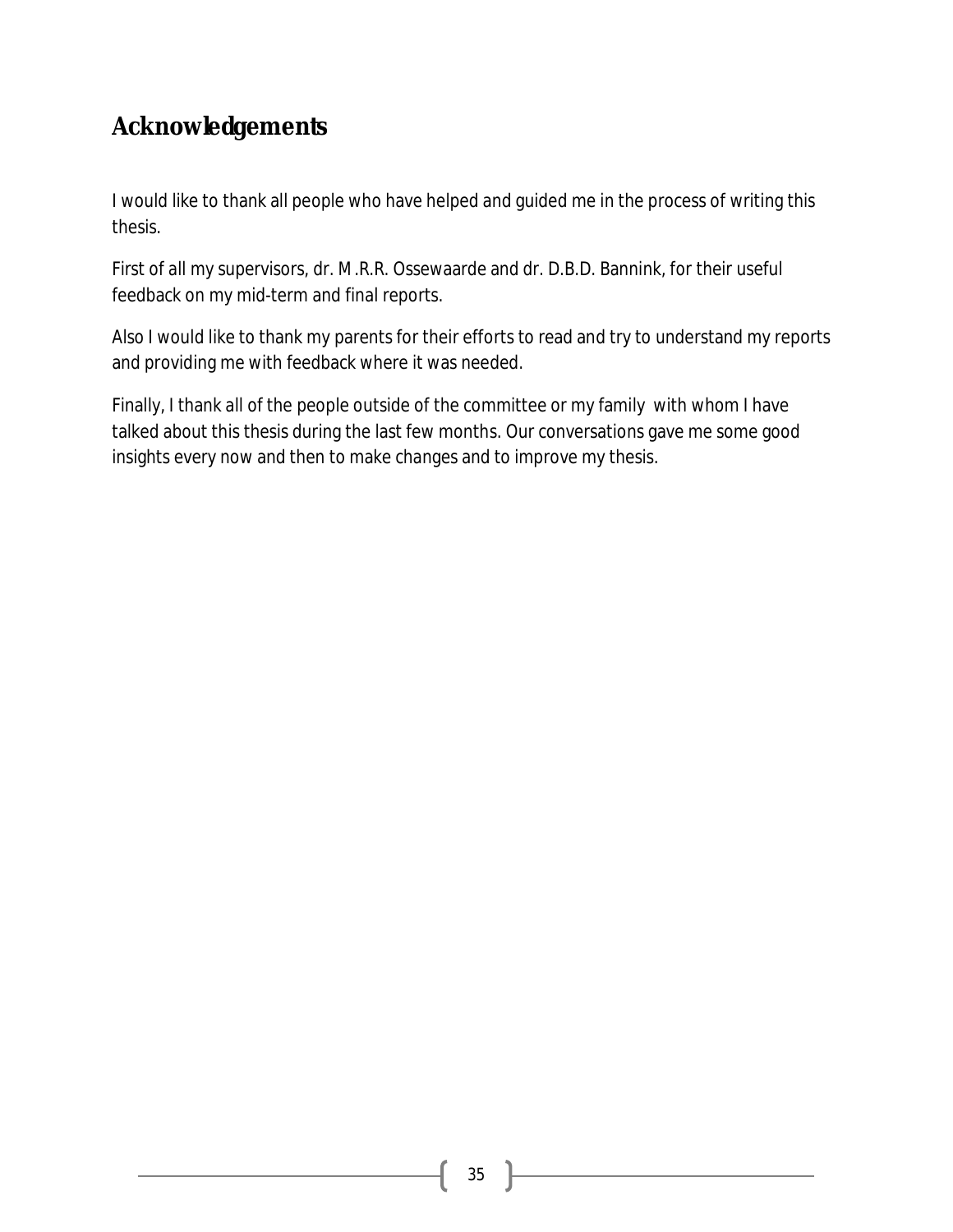## Acknowledgements

I would like to thank all people who have helped and guided me in the process of writing this thesis.

First of all my supervisors, dr. M.R.R. Ossewaarde and dr. D.B.D. Bannink, for their useful feedback on my mid-term and final reports.

Also I would like to thank my parents for their efforts to read and try to understand my reports and providing me with feedback where it was needed.

Finally, I thank all of the people outside of the committee or my family with whom I have talked about this thesis during the last few months. Our conversations gave me some good insights every now and then to make changes and to improve my thesis.